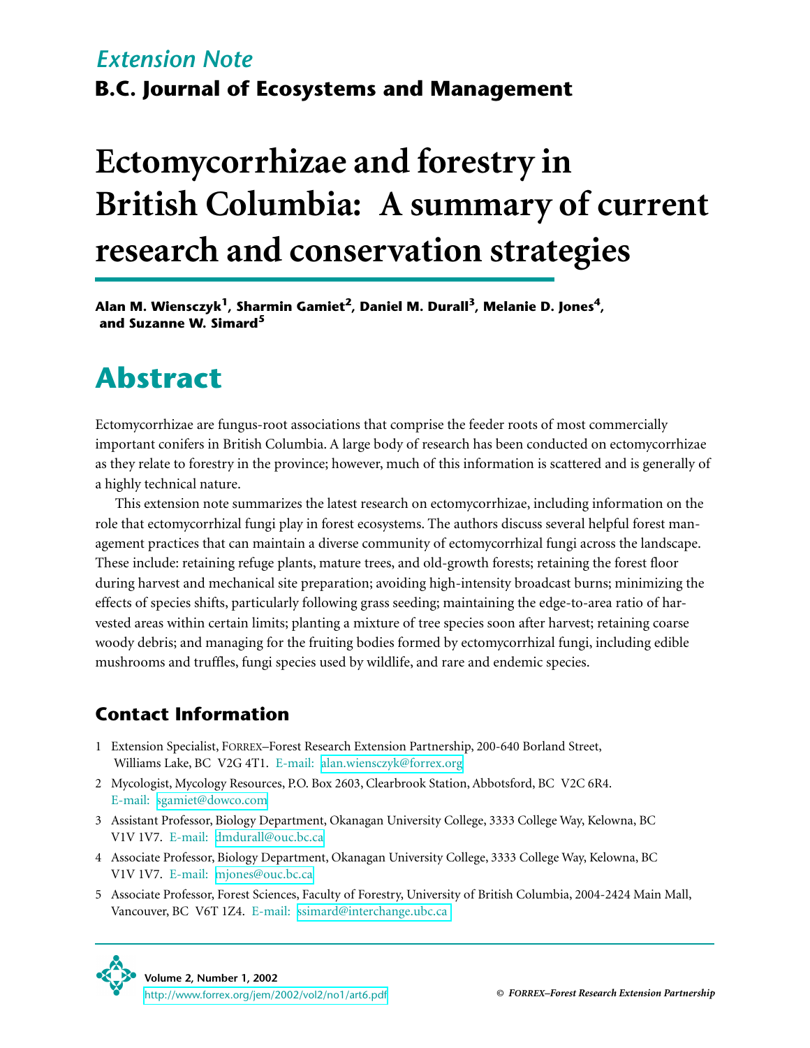*Extension Note*

**B.C. Journal of Ecosystems and Management**

# Ectomycorrhizae and forestry in British Columbia: A summary of current research and conservation strategies

**Alan M. Wiensczyk[1], Sharmin Gamiet[2], Daniel M. Durall[3], Melanie D. Jones[4], and Suzanne W. Simard[5]**

## Abstract

Ectomycorrhizae are fungus-root associations that comprise the feeder roots of most commercially important conifers in British Columbia. A large body of research has been conducted on ectomycorrhizae as they relate to forestry in the province; however, much of this information is scattered and is generally of a highly technical nature.

This extension note summarizes the latest research on ectomycorrhizae, including information on the role that ectomycorrhizal fungi play in forest ecosystems. The authors discuss several helpful forest management practices that can maintain a diverse community of ectomycorrhizal fungi across the landscape. These include: retaining refuge plants, mature trees, and old-growth forests; retaining the forest floor during harvest and mechanical site preparation; avoiding high-intensity broadcast burns; minimizing the effects of species shifts, particularly following grass seeding; maintaining the edge-to-area ratio of harvested areas within certain limits; planting a mixture of tree species soon after harvest; retaining coarse woody debris; and managing for the fruiting bodies formed by ectomycorrhizal fungi, including edible mushrooms and truffles, fungi species used by wildlife, and rare and endemic species.

### Contact Information

1. Extension Specialist, FORREX–Forest Research Extension Partnership, 200-640 Borland Street, Williams Lake, BC V2G 4T1. E-mail: alan.wiensczyk@forrex.org
2. Mycologist, Mycology Resources, P.O. Box 2603, Clearbrook Station, Abbotsford, BC V2C 6R4. E-mail: sgamiet@dowco.com
3. Assistant Professor, Biology Department, Okanagan University College, 3333 College Way, Kelowna, BC V1V 1V7. E-mail: dmdurall@ouc.bc.ca
4. Associate Professor, Biology Department, Okanagan University College, 3333 College Way, Kelowna, BC V1V 1V7. E-mail: mjones@ouc.bc.ca
5. Associate Professor, Forest Sciences, Faculty of Forestry, University of British Columbia, 2004-2424 Main Mall, Vancouver, BC V6T 1Z4. E-mail: ssimard@interchange.ubc.ca

Volume 2, Number 1, 2002
http://www.forrex.org/jem/2002/vol2/no1/art6.pdf

© *FORREX–Forest Research Extension Partnership*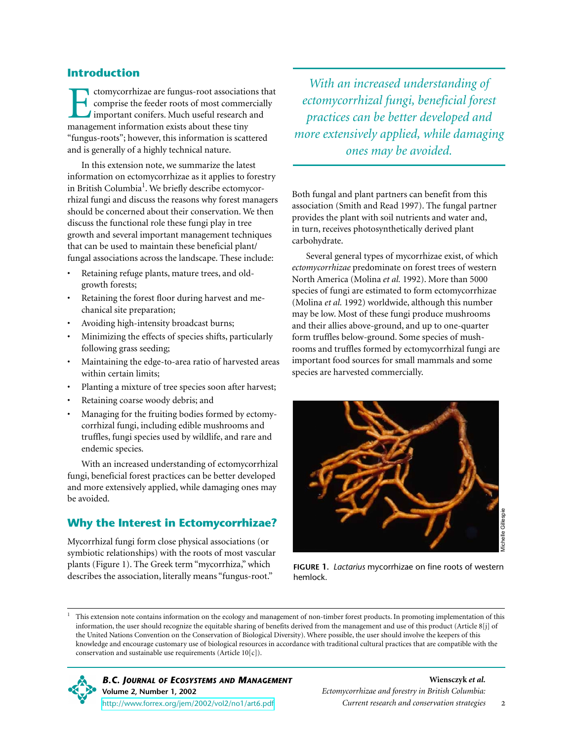## Introduction

Ectomycorrhizae are fungus-root associations that comprise the feeder roots of most commercially important conifers. Much useful research and management information exists about these tiny "fungus-roots"; however, this information is scattered and is generally of a highly technical nature.

In this extension note, we summarize the latest information on ectomycorrhizae as it applies to forestry in British Columbia[1]. We briefly describe ectomycorrhizal fungi and discuss the reasons why forest managers should be concerned about their conservation. We then discuss the functional role these fungi play in tree growth and several important management techniques that can be used to maintain these beneficial plant/fungal associations across the landscape. These include:

- Retaining refuge plants, mature trees, and old-growth forests;
- Retaining the forest floor during harvest and mechanical site preparation;
- Avoiding high-intensity broadcast burns;
- Minimizing the effects of species shifts, particularly following grass seeding;
- Maintaining the edge-to-area ratio of harvested areas within certain limits;
- Planting a mixture of tree species soon after harvest;
- Retaining coarse woody debris; and
- Managing for the fruiting bodies formed by ectomycorrhizal fungi, including edible mushrooms and truffles, fungi species used by wildlife, and rare and endemic species.

With an increased understanding of ectomycorrhizal fungi, beneficial forest practices can be better developed and more extensively applied, while damaging ones may be avoided.

## Why the Interest in Ectomycorrhizae?

Mycorrhizal fungi form close physical associations (or symbiotic relationships) with the roots of most vascular plants (Figure 1). The Greek term "mycorrhiza," which describes the association, literally means "fungus-root."

*With an increased understanding of ectomycorrhizal fungi, beneficial forest practices can be better developed and more extensively applied, while damaging ones may be avoided.*

Both fungal and plant partners can benefit from this association (Smith and Read 1997). The fungal partner provides the plant with soil nutrients and water and, in turn, receives photosynthetically derived plant carbohydrate.

Several general types of mycorrhizae exist, of which *ectomycorrhizae* predominate on forest trees of western North America (Molina *et al.* 1992). More than 5000 species of fungi are estimated to form ectomycorrhizae (Molina *et al.* 1992) worldwide, although this number may be low. Most of these fungi produce mushrooms and their allies above-ground, and up to one-quarter form truffles below-ground. Some species of mushrooms and truffles formed by ectomycorrhizal fungi are important food sources for small mammals and some species are harvested commercially.

Michelle Gillespie

**FIGURE 1.** *Lactarius* mycorrhizae on fine roots of western hemlock.

[1] This extension note contains information on the ecology and management of non-timber forest products. In promoting implementation of this information, the user should recognize the equitable sharing of benefits derived from the management and use of this product (Article 8[j] of the United Nations Convention on the Conservation of Biological Diversity). Where possible, the user should involve the keepers of this knowledge and encourage customary use of biological resources in accordance with traditional cultural practices that are compatible with the conservation and sustainable use requirements (Article 10[c]).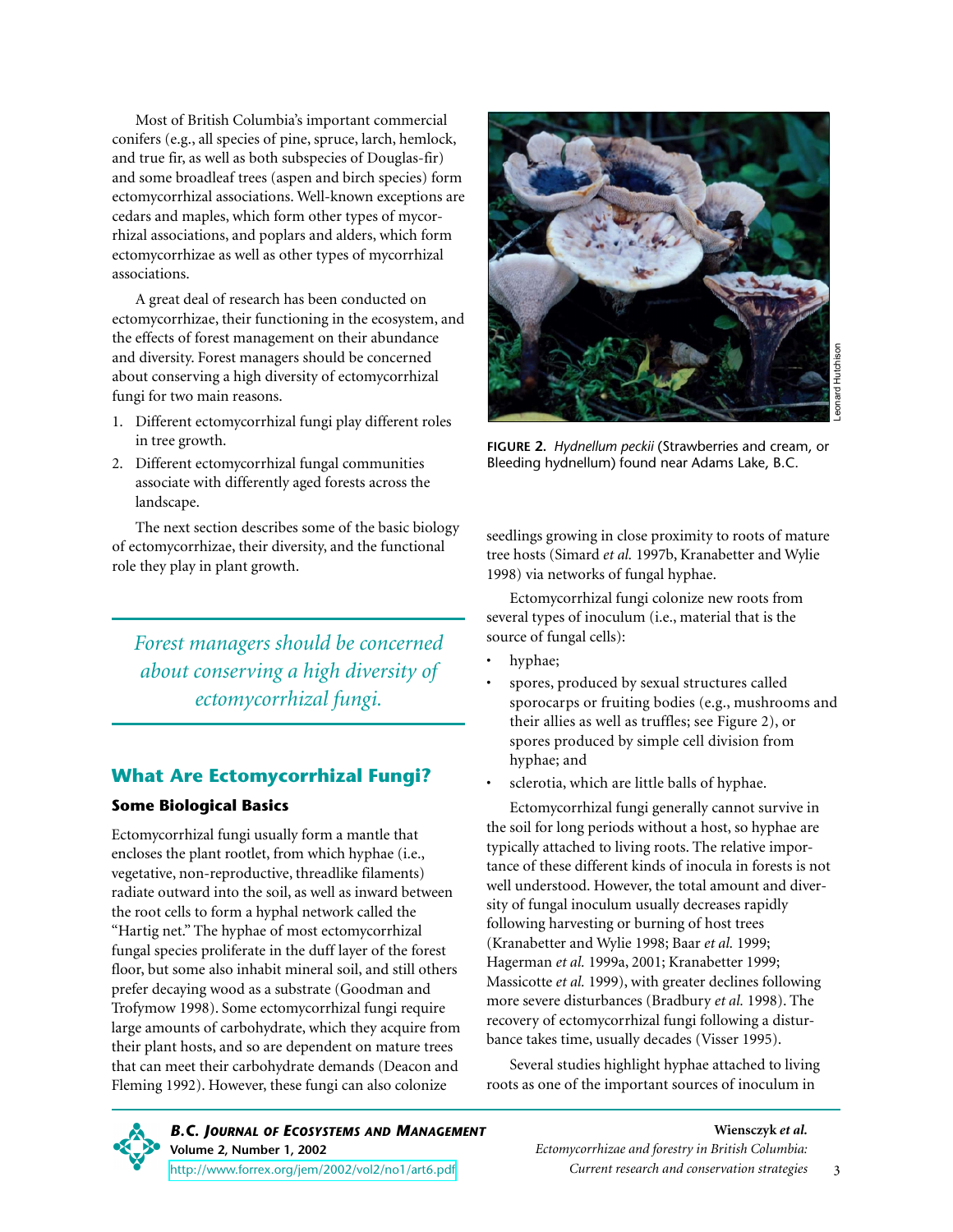Most of British Columbia's important commercial conifers (e.g., all species of pine, spruce, larch, hemlock, and true fir, as well as both subspecies of Douglas-fir) and some broadleaf trees (aspen and birch species) form ectomycorrhizal associations. Well-known exceptions are cedars and maples, which form other types of mycorrhizal associations, and poplars and alders, which form ectomycorrhizae as well as other types of mycorrhizal associations.

A great deal of research has been conducted on ectomycorrhizae, their functioning in the ecosystem, and the effects of forest management on their abundance and diversity. Forest managers should be concerned about conserving a high diversity of ectomycorrhizal fungi for two main reasons.

1. Different ectomycorrhizal fungi play different roles in tree growth.
2. Different ectomycorrhizal fungal communities associate with differently aged forests across the landscape.

The next section describes some of the basic biology of ectomycorrhizae, their diversity, and the functional role they play in plant growth.

*Forest managers should be concerned about conserving a high diversity of ectomycorrhizal fungi.*

## What Are Ectomycorrhizal Fungi?

### Some Biological Basics

Ectomycorrhizal fungi usually form a mantle that encloses the plant rootlet, from which hyphae (i.e., vegetative, non-reproductive, threadlike filaments) radiate outward into the soil, as well as inward between the root cells to form a hyphal network called the "Hartig net." The hyphae of most ectomycorrhizal fungal species proliferate in the duff layer of the forest floor, but some also inhabit mineral soil, and still others prefer decaying wood as a substrate (Goodman and Trofymow 1998). Some ectomycorrhizal fungi require large amounts of carbohydrate, which they acquire from their plant hosts, and so are dependent on mature trees that can meet their carbohydrate demands (Deacon and Fleming 1992). However, these fungi can also colonize seedlings growing in close proximity to roots of mature tree hosts (Simard *et al.* 1997b, Kranabetter and Wylie 1998) via networks of fungal hyphae.

**FIGURE 2.** *Hydnellum peckii* (Strawberries and cream, or Bleeding hydnellum) found near Adams Lake, B.C.

Ectomycorrhizal fungi colonize new roots from several types of inoculum (i.e., material that is the source of fungal cells):

- hyphae;
- spores, produced by sexual structures called sporocarps or fruiting bodies (e.g., mushrooms and their allies as well as truffles; see Figure 2), or spores produced by simple cell division from hyphae; and
- sclerotia, which are little balls of hyphae.

Ectomycorrhizal fungi generally cannot survive in the soil for long periods without a host, so hyphae are typically attached to living roots. The relative importance of these different kinds of inocula in forests is not well understood. However, the total amount and diversity of fungal inoculum usually decreases rapidly following harvesting or burning of host trees (Kranabetter and Wylie 1998; Baar *et al.* 1999; Hagerman *et al.* 1999a, 2001; Kranabetter 1999; Massicotte *et al.* 1999), with greater declines following more severe disturbances (Bradbury *et al.* 1998). The recovery of ectomycorrhizal fungi following a disturbance takes time, usually decades (Visser 1995).

Several studies highlight hyphae attached to living roots as one of the important sources of inoculum in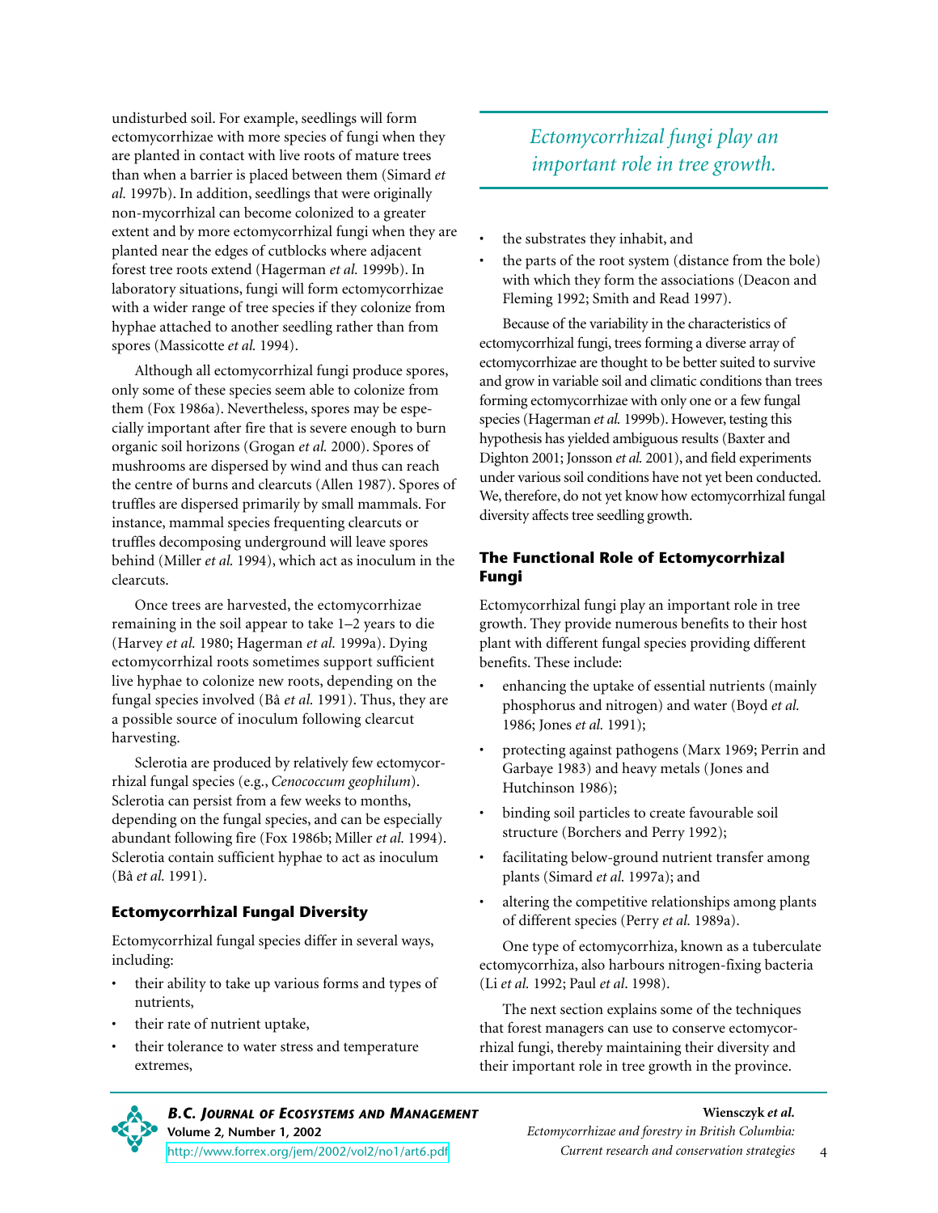undisturbed soil. For example, seedlings will form ectomycorrhizae with more species of fungi when they are planted in contact with live roots of mature trees than when a barrier is placed between them (Simard *et al.* 1997b). In addition, seedlings that were originally non-mycorrhizal can become colonized to a greater extent and by more ectomycorrhizal fungi when they are planted near the edges of cutblocks where adjacent forest tree roots extend (Hagerman *et al.* 1999b). In laboratory situations, fungi will form ectomycorrhizae with a wider range of tree species if they colonize from hyphae attached to another seedling rather than from spores (Massicotte *et al.* 1994).

Although all ectomycorrhizal fungi produce spores, only some of these species seem able to colonize from them (Fox 1986a). Nevertheless, spores may be especially important after fire that is severe enough to burn organic soil horizons (Grogan *et al.* 2000). Spores of mushrooms are dispersed by wind and thus can reach the centre of burns and clearcuts (Allen 1987). Spores of truffles are dispersed primarily by small mammals. For instance, mammal species frequenting clearcuts or truffles decomposing underground will leave spores behind (Miller *et al.* 1994), which act as inoculum in the clearcuts.

Once trees are harvested, the ectomycorrhizae remaining in the soil appear to take 1–2 years to die (Harvey *et al.* 1980; Hagerman *et al.* 1999a). Dying ectomycorrhizal roots sometimes support sufficient live hyphae to colonize new roots, depending on the fungal species involved (Bâ *et al.* 1991). Thus, they are a possible source of inoculum following clearcut harvesting.

Sclerotia are produced by relatively few ectomycorrhizal fungal species (e.g., *Cenococcum geophilum*). Sclerotia can persist from a few weeks to months, depending on the fungal species, and can be especially abundant following fire (Fox 1986b; Miller *et al.* 1994). Sclerotia contain sufficient hyphae to act as inoculum (Bâ *et al.* 1991).

### Ectomycorrhizal Fungal Diversity

Ectomycorrhizal fungal species differ in several ways, including:

- their ability to take up various forms and types of nutrients,
- their rate of nutrient uptake,
- their tolerance to water stress and temperature extremes,
- the substrates they inhabit, and
- the parts of the root system (distance from the bole) with which they form the associations (Deacon and Fleming 1992; Smith and Read 1997).

Because of the variability in the characteristics of ectomycorrhizal fungi, trees forming a diverse array of ectomycorrhizae are thought to be better suited to survive and grow in variable soil and climatic conditions than trees forming ectomycorrhizae with only one or a few fungal species (Hagerman *et al.* 1999b). However, testing this hypothesis has yielded ambiguous results (Baxter and Dighton 2001; Jonsson *et al.* 2001), and field experiments under various soil conditions have not yet been conducted. We, therefore, do not yet know how ectomycorrhizal fungal diversity affects tree seedling growth.

*Ectomycorrhizal fungi play an important role in tree growth.*

### The Functional Role of Ectomycorrhizal Fungi

Ectomycorrhizal fungi play an important role in tree growth. They provide numerous benefits to their host plant with different fungal species providing different benefits. These include:

- enhancing the uptake of essential nutrients (mainly phosphorus and nitrogen) and water (Boyd *et al.* 1986; Jones *et al.* 1991);
- protecting against pathogens (Marx 1969; Perrin and Garbaye 1983) and heavy metals (Jones and Hutchinson 1986);
- binding soil particles to create favourable soil structure (Borchers and Perry 1992);
- facilitating below-ground nutrient transfer among plants (Simard *et al.* 1997a); and
- altering the competitive relationships among plants of different species (Perry *et al.* 1989a).

One type of ectomycorrhiza, known as a tuberculate ectomycorrhiza, also harbours nitrogen-fixing bacteria (Li *et al.* 1992; Paul *et al.* 1998).

The next section explains some of the techniques that forest managers can use to conserve ectomycorrhizal fungi, thereby maintaining their diversity and their important role in tree growth in the province.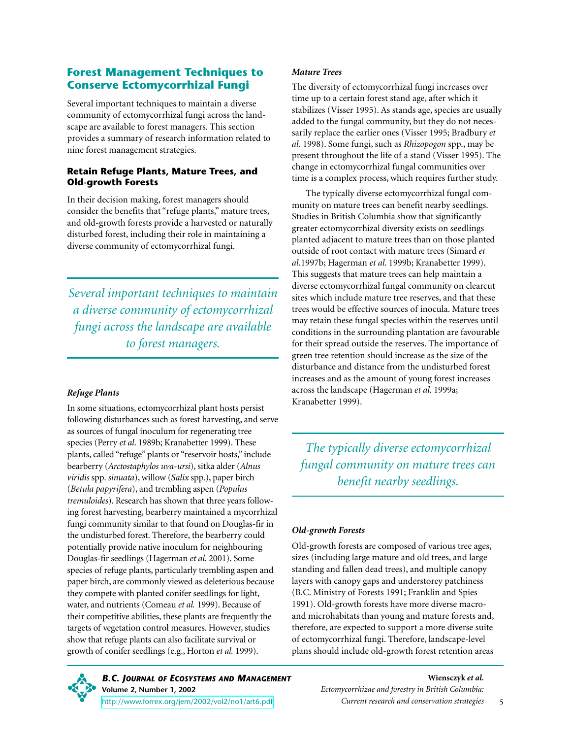## Forest Management Techniques to Conserve Ectomycorrhizal Fungi

Several important techniques to maintain a diverse community of ectomycorrhizal fungi across the landscape are available to forest managers. This section provides a summary of research information related to nine forest management strategies.

### Retain Refuge Plants, Mature Trees, and Old-growth Forests

In their decision making, forest managers should consider the benefits that "refuge plants," mature trees, and old-growth forests provide a harvested or naturally disturbed forest, including their role in maintaining a diverse community of ectomycorrhizal fungi.

*Several important techniques to maintain a diverse community of ectomycorrhizal fungi across the landscape are available to forest managers.*

#### *Refuge Plants*

In some situations, ectomycorrhizal plant hosts persist following disturbances such as forest harvesting, and serve as sources of fungal inoculum for regenerating tree species (Perry *et al*. 1989b; Kranabetter 1999). These plants, called "refuge" plants or "reservoir hosts," include bearberry (*Arctostaphylos uva-ursi*), sitka alder (*Alnus viridis* spp. *sinuata*), willow (*Salix* spp.), paper birch (*Betula papyrifera*), and trembling aspen (*Populus tremuloides*). Research has shown that three years following forest harvesting, bearberry maintained a mycorrhizal fungi community similar to that found on Douglas-fir in the undisturbed forest. Therefore, the bearberry could potentially provide native inoculum for neighbouring Douglas-fir seedlings (Hagerman *et al.* 2001). Some species of refuge plants, particularly trembling aspen and paper birch, are commonly viewed as deleterious because they compete with planted conifer seedlings for light, water, and nutrients (Comeau *et al.* 1999). Because of their competitive abilities, these plants are frequently the targets of vegetation control measures. However, studies show that refuge plants can also facilitate survival or growth of conifer seedlings (e.g., Horton *et al.* 1999).

#### *Mature Trees*

The diversity of ectomycorrhizal fungi increases over time up to a certain forest stand age, after which it stabilizes (Visser 1995). As stands age, species are usually added to the fungal community, but they do not necessarily replace the earlier ones (Visser 1995; Bradbury *et al*. 1998). Some fungi, such as *Rhizopogon* spp., may be present throughout the life of a stand (Visser 1995). The change in ectomycorrhizal fungal communities over time is a complex process, which requires further study.

The typically diverse ectomycorrhizal fungal community on mature trees can benefit nearby seedlings. Studies in British Columbia show that significantly greater ectomycorrhizal diversity exists on seedlings planted adjacent to mature trees than on those planted outside of root contact with mature trees (Simard *et al*.1997b; Hagerman *et al*. 1999b; Kranabetter 1999). This suggests that mature trees can help maintain a diverse ectomycorrhizal fungal community on clearcut sites which include mature tree reserves, and that these trees would be effective sources of inocula. Mature trees may retain these fungal species within the reserves until conditions in the surrounding plantation are favourable for their spread outside the reserves. The importance of green tree retention should increase as the size of the disturbance and distance from the undisturbed forest increases and as the amount of young forest increases across the landscape (Hagerman *et al.* 1999a; Kranabetter 1999).

*The typically diverse ectomycorrhizal fungal community on mature trees can benefit nearby seedlings.*

#### *Old-growth Forests*

Old-growth forests are composed of various tree ages, sizes (including large mature and old trees, and large standing and fallen dead trees), and multiple canopy layers with canopy gaps and understorey patchiness (B.C. Ministry of Forests 1991; Franklin and Spies 1991). Old-growth forests have more diverse macro- and microhabitats than young and mature forests and, therefore, are expected to support a more diverse suite of ectomycorrhizal fungi. Therefore, landscape-level plans should include old-growth forest retention areas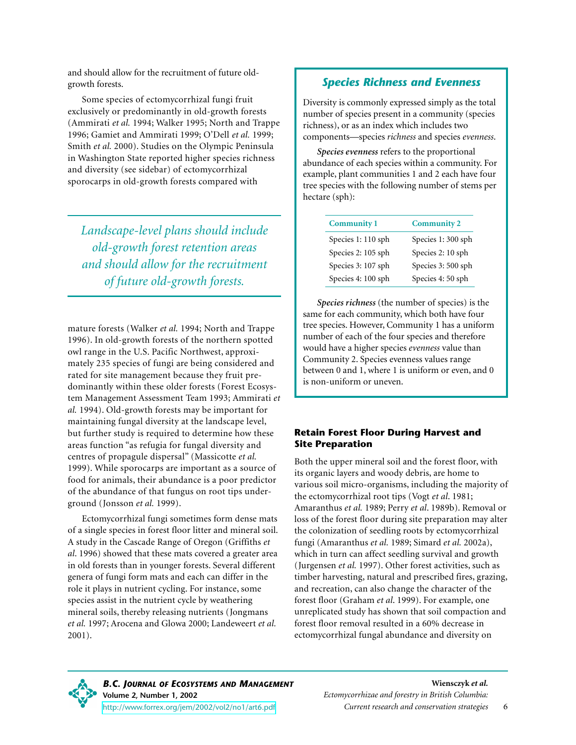and should allow for the recruitment of future old-growth forests.

Some species of ectomycorrhizal fungi fruit exclusively or predominantly in old-growth forests (Ammirati *et al.* 1994; Walker 1995; North and Trappe 1996; Gamiet and Ammirati 1999; O'Dell *et al.* 1999; Smith *et al.* 2000). Studies on the Olympic Peninsula in Washington State reported higher species richness and diversity (see sidebar) of ectomycorrhizal sporocarps in old-growth forests compared with mature forests (Walker *et al.* 1994; North and Trappe 1996). In old-growth forests of the northern spotted owl range in the U.S. Pacific Northwest, approximately 235 species of fungi are being considered and rated for site management because they fruit predominantly within these older forests (Forest Ecosystem Management Assessment Team 1993; Ammirati *et al.* 1994). Old-growth forests may be important for maintaining fungal diversity at the landscape level, but further study is required to determine how these areas function "as refugia for fungal diversity and centres of propagule dispersal" (Massicotte *et al.* 1999). While sporocarps are important as a source of food for animals, their abundance is a poor predictor of the abundance of that fungus on root tips underground (Jonsson *et al.* 1999).

*Landscape-level plans should include old-growth forest retention areas and should allow for the recruitment of future old-growth forests.*

Ectomycorrhizal fungi sometimes form dense mats of a single species in forest floor litter and mineral soil. A study in the Cascade Range of Oregon (Griffiths *et al.* 1996) showed that these mats covered a greater area in old forests than in younger forests. Several different genera of fungi form mats and each can differ in the role it plays in nutrient cycling. For instance, some species assist in the nutrient cycle by weathering mineral soils, thereby releasing nutrients (Jongmans *et al.* 1997; Arocena and Glowa 2000; Landeweert *et al.* 2001).

## *Species Richness and Evenness*

Diversity is commonly expressed simply as the total number of species present in a community (species richness), or as an index which includes two components—species *richness* and species *evenness*.

***Species evenness*** refers to the proportional abundance of each species within a community. For example, plant communities 1 and 2 each have four tree species with the following number of stems per hectare (sph):

| Community 1 | Community 2 |
|---|---|
| Species 1: 110 sph | Species 1: 300 sph |
| Species 2: 105 sph | Species 2: 10 sph |
| Species 3: 107 sph | Species 3: 500 sph |
| Species 4: 100 sph | Species 4: 50 sph |

***Species richness*** (the number of species) is the same for each community, which both have four tree species. However, Community 1 has a uniform number of each of the four species and therefore would have a higher species *evenness* value than Community 2. Species evenness values range between 0 and 1, where 1 is uniform or even, and 0 is non-uniform or uneven.

### Retain Forest Floor During Harvest and Site Preparation

Both the upper mineral soil and the forest floor, with its organic layers and woody debris, are home to various soil micro-organisms, including the majority of the ectomycorrhizal root tips (Vogt *et al*. 1981; Amaranthus *et al.* 1989; Perry *et al*. 1989b). Removal or loss of the forest floor during site preparation may alter the colonization of seedling roots by ectomycorrhizal fungi (Amaranthus *et al.* 1989; Simard *et al.* 2002a), which in turn can affect seedling survival and growth (Jurgensen *et al.* 1997). Other forest activities, such as timber harvesting, natural and prescribed fires, grazing, and recreation, can also change the character of the forest floor (Graham *et al*. 1999). For example, one unreplicated study has shown that soil compaction and forest floor removal resulted in a 60% decrease in ectomycorrhizal fungal abundance and diversity on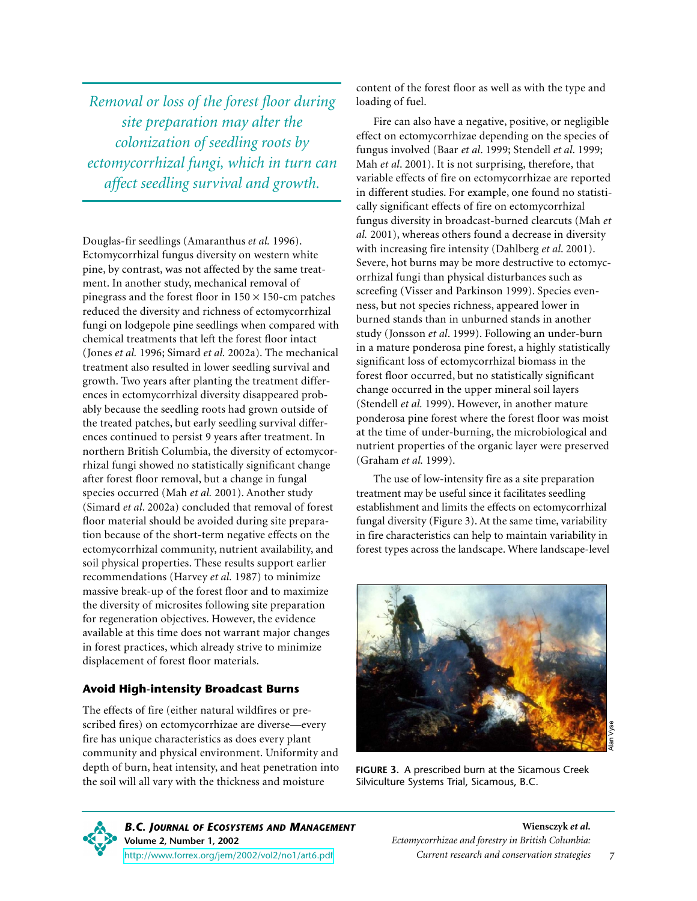*Removal or loss of the forest floor during site preparation may alter the colonization of seedling roots by ectomycorrhizal fungi, which in turn can affect seedling survival and growth.*

Douglas-fir seedlings (Amaranthus *et al.* 1996). Ectomycorrhizal fungus diversity on western white pine, by contrast, was not affected by the same treatment. In another study, mechanical removal of pinegrass and the forest floor in 150 × 150-cm patches reduced the diversity and richness of ectomycorrhizal fungi on lodgepole pine seedlings when compared with chemical treatments that left the forest floor intact (Jones *et al.* 1996; Simard *et al.* 2002a). The mechanical treatment also resulted in lower seedling survival and growth. Two years after planting the treatment differences in ectomycorrhizal diversity disappeared probably because the seedling roots had grown outside of the treated patches, but early seedling survival differences continued to persist 9 years after treatment. In northern British Columbia, the diversity of ectomycorrhizal fungi showed no statistically significant change after forest floor removal, but a change in fungal species occurred (Mah *et al.* 2001). Another study (Simard *et al*. 2002a) concluded that removal of forest floor material should be avoided during site preparation because of the short-term negative effects on the ectomycorrhizal community, nutrient availability, and soil physical properties. These results support earlier recommendations (Harvey *et al.* 1987) to minimize massive break-up of the forest floor and to maximize the diversity of microsites following site preparation for regeneration objectives. However, the evidence available at this time does not warrant major changes in forest practices, which already strive to minimize displacement of forest floor materials.

### Avoid High-intensity Broadcast Burns

The effects of fire (either natural wildfires or prescribed fires) on ectomycorrhizae are diverse—every fire has unique characteristics as does every plant community and physical environment. Uniformity and depth of burn, heat intensity, and heat penetration into the soil will all vary with the thickness and moisture content of the forest floor as well as with the type and loading of fuel.

Fire can also have a negative, positive, or negligible effect on ectomycorrhizae depending on the species of fungus involved (Baar *et al*. 1999; Stendell *et al*. 1999; Mah *et al*. 2001). It is not surprising, therefore, that variable effects of fire on ectomycorrhizae are reported in different studies. For example, one found no statistically significant effects of fire on ectomycorrhizal fungus diversity in broadcast-burned clearcuts (Mah *et al.* 2001), whereas others found a decrease in diversity with increasing fire intensity (Dahlberg *et al*. 2001). Severe, hot burns may be more destructive to ectomycorrhizal fungi than physical disturbances such as screefing (Visser and Parkinson 1999). Species evenness, but not species richness, appeared lower in burned stands than in unburned stands in another study (Jonsson *et al*. 1999). Following an under-burn in a mature ponderosa pine forest, a highly statistically significant loss of ectomycorrhizal biomass in the forest floor occurred, but no statistically significant change occurred in the upper mineral soil layers (Stendell *et al.* 1999). However, in another mature ponderosa pine forest where the forest floor was moist at the time of under-burning, the microbiological and nutrient properties of the organic layer were preserved (Graham *et al.* 1999).

The use of low-intensity fire as a site preparation treatment may be useful since it facilitates seedling establishment and limits the effects on ectomycorrhizal fungal diversity (Figure 3). At the same time, variability in fire characteristics can help to maintain variability in forest types across the landscape. Where landscape-level

**FIGURE 3.** A prescribed burn at the Sicamous Creek Silviculture Systems Trial, Sicamous, B.C.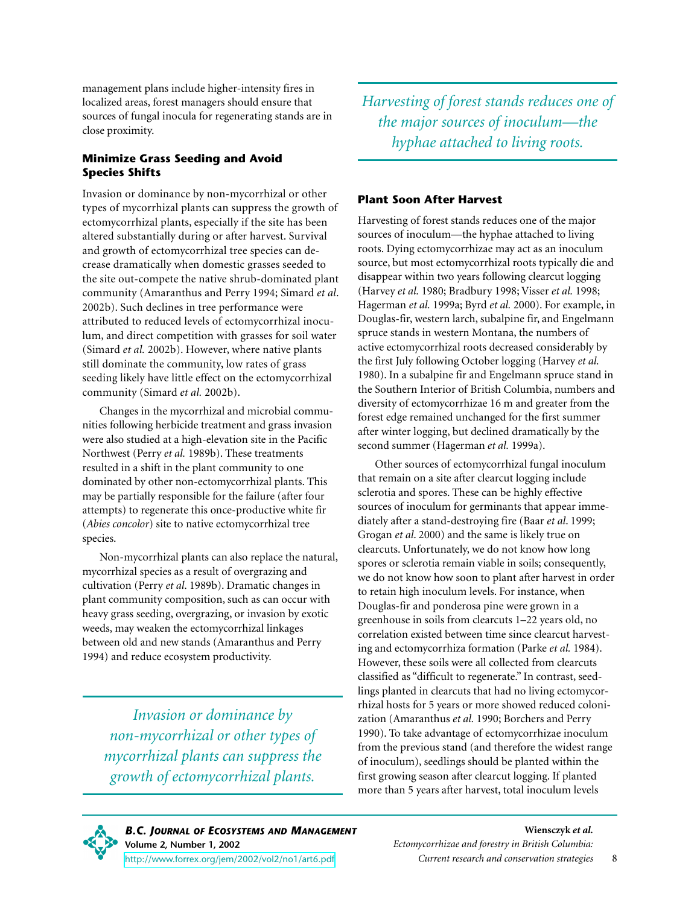management plans include higher-intensity fires in localized areas, forest managers should ensure that sources of fungal inocula for regenerating stands are in close proximity.

### Minimize Grass Seeding and Avoid Species Shifts

Invasion or dominance by non-mycorrhizal or other types of mycorrhizal plants can suppress the growth of ectomycorrhizal plants, especially if the site has been altered substantially during or after harvest. Survival and growth of ectomycorrhizal tree species can decrease dramatically when domestic grasses seeded to the site out-compete the native shrub-dominated plant community (Amaranthus and Perry 1994; Simard *et al.* 2002b). Such declines in tree performance were attributed to reduced levels of ectomycorrhizal inoculum, and direct competition with grasses for soil water (Simard *et al.* 2002b). However, where native plants still dominate the community, low rates of grass seeding likely have little effect on the ectomycorrhizal community (Simard *et al.* 2002b).

Changes in the mycorrhizal and microbial communities following herbicide treatment and grass invasion were also studied at a high-elevation site in the Pacific Northwest (Perry *et al.* 1989b). These treatments resulted in a shift in the plant community to one dominated by other non-ectomycorrhizal plants. This may be partially responsible for the failure (after four attempts) to regenerate this once-productive white fir (*Abies concolor*) site to native ectomycorrhizal tree species.

Non-mycorrhizal plants can also replace the natural, mycorrhizal species as a result of overgrazing and cultivation (Perry *et al.* 1989b). Dramatic changes in plant community composition, such as can occur with heavy grass seeding, overgrazing, or invasion by exotic weeds, may weaken the ectomycorrhizal linkages between old and new stands (Amaranthus and Perry 1994) and reduce ecosystem productivity.

> *Invasion or dominance by non-mycorrhizal or other types of mycorrhizal plants can suppress the growth of ectomycorrhizal plants.*

> *Harvesting of forest stands reduces one of the major sources of inoculum—the hyphae attached to living roots.*

### Plant Soon After Harvest

Harvesting of forest stands reduces one of the major sources of inoculum—the hyphae attached to living roots. Dying ectomycorrhizae may act as an inoculum source, but most ectomycorrhizal roots typically die and disappear within two years following clearcut logging (Harvey *et al.* 1980; Bradbury 1998; Visser *et al.* 1998; Hagerman *et al.* 1999a; Byrd *et al.* 2000). For example, in Douglas-fir, western larch, subalpine fir, and Engelmann spruce stands in western Montana, the numbers of active ectomycorrhizal roots decreased considerably by the first July following October logging (Harvey *et al.* 1980). In a subalpine fir and Engelmann spruce stand in the Southern Interior of British Columbia, numbers and diversity of ectomycorrhizae 16 m and greater from the forest edge remained unchanged for the first summer after winter logging, but declined dramatically by the second summer (Hagerman *et al.* 1999a).

Other sources of ectomycorrhizal fungal inoculum that remain on a site after clearcut logging include sclerotia and spores. These can be highly effective sources of inoculum for germinants that appear immediately after a stand-destroying fire (Baar *et al*. 1999; Grogan *et al*. 2000) and the same is likely true on clearcuts. Unfortunately, we do not know how long spores or sclerotia remain viable in soils; consequently, we do not know how soon to plant after harvest in order to retain high inoculum levels. For instance, when Douglas-fir and ponderosa pine were grown in a greenhouse in soils from clearcuts 1–22 years old, no correlation existed between time since clearcut harvesting and ectomycorrhiza formation (Parke *et al.* 1984). However, these soils were all collected from clearcuts classified as "difficult to regenerate." In contrast, seedlings planted in clearcuts that had no living ectomycorrhizal hosts for 5 years or more showed reduced colonization (Amaranthus *et al.* 1990; Borchers and Perry 1990). To take advantage of ectomycorrhizae inoculum from the previous stand (and therefore the widest range of inoculum), seedlings should be planted within the first growing season after clearcut logging. If planted more than 5 years after harvest, total inoculum levels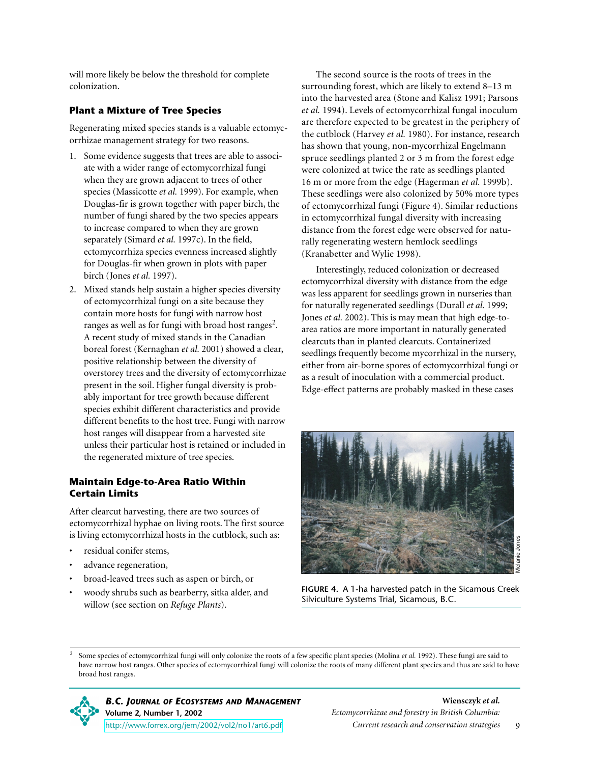will more likely be below the threshold for complete colonization.

### Plant a Mixture of Tree Species

Regenerating mixed species stands is a valuable ectomycorrhizae management strategy for two reasons.

1. Some evidence suggests that trees are able to associate with a wider range of ectomycorrhizal fungi when they are grown adjacent to trees of other species (Massicotte *et al.* 1999). For example, when Douglas-fir is grown together with paper birch, the number of fungi shared by the two species appears to increase compared to when they are grown separately (Simard *et al.* 1997c). In the field, ectomycorrhiza species evenness increased slightly for Douglas-fir when grown in plots with paper birch (Jones *et al.* 1997).
2. Mixed stands help sustain a higher species diversity of ectomycorrhizal fungi on a site because they contain more hosts for fungi with narrow host ranges as well as for fungi with broad host ranges[2]. A recent study of mixed stands in the Canadian boreal forest (Kernaghan *et al.* 2001) showed a clear, positive relationship between the diversity of overstorey trees and the diversity of ectomycorrhizae present in the soil. Higher fungal diversity is probably important for tree growth because different species exhibit different characteristics and provide different benefits to the host tree. Fungi with narrow host ranges will disappear from a harvested site unless their particular host is retained or included in the regenerated mixture of tree species.

### Maintain Edge-to-Area Ratio Within Certain Limits

After clearcut harvesting, there are two sources of ectomycorrhizal hyphae on living roots. The first source is living ectomycorrhizal hosts in the cutblock, such as:

- residual conifer stems,
- advance regeneration,
- broad-leaved trees such as aspen or birch, or
- woody shrubs such as bearberry, sitka alder, and willow (see section on *Refuge Plants*).

The second source is the roots of trees in the surrounding forest, which are likely to extend 8–13 m into the harvested area (Stone and Kalisz 1991; Parsons *et al.* 1994). Levels of ectomycorrhizal fungal inoculum are therefore expected to be greatest in the periphery of the cutblock (Harvey *et al.* 1980). For instance, research has shown that young, non-mycorrhizal Engelmann spruce seedlings planted 2 or 3 m from the forest edge were colonized at twice the rate as seedlings planted 16 m or more from the edge (Hagerman *et al.* 1999b). These seedlings were also colonized by 50% more types of ectomycorrhizal fungi (Figure 4). Similar reductions in ectomycorrhizal fungal diversity with increasing distance from the forest edge were observed for naturally regenerating western hemlock seedlings (Kranabetter and Wylie 1998).

Interestingly, reduced colonization or decreased ectomycorrhizal diversity with distance from the edge was less apparent for seedlings grown in nurseries than for naturally regenerated seedlings (Durall *et al.* 1999; Jones *et al.* 2002). This is may mean that high edge-to-area ratios are more important in naturally generated clearcuts than in planted clearcuts. Containerized seedlings frequently become mycorrhizal in the nursery, either from air-borne spores of ectomycorrhizal fungi or as a result of inoculation with a commercial product. Edge-effect patterns are probably masked in these cases

Melanie Jones

**FIGURE 4.** A 1-ha harvested patch in the Sicamous Creek Silviculture Systems Trial, Sicamous, B.C.

[2] Some species of ectomycorrhizal fungi will only colonize the roots of a few specific plant species (Molina *et al.* 1992). These fungi are said to have narrow host ranges. Other species of ectomycorrhizal fungi will colonize the roots of many different plant species and thus are said to have broad host ranges.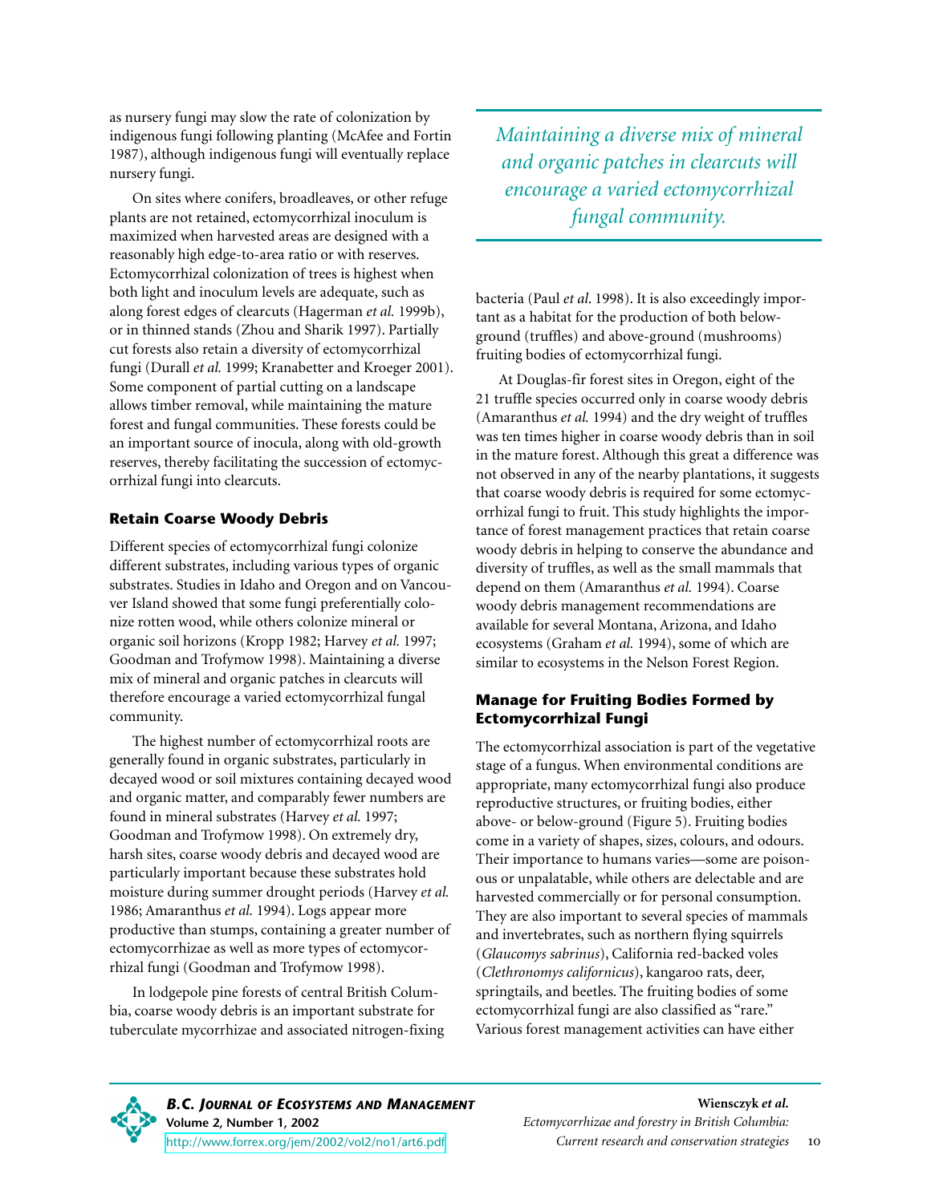as nursery fungi may slow the rate of colonization by indigenous fungi following planting (McAfee and Fortin 1987), although indigenous fungi will eventually replace nursery fungi.

On sites where conifers, broadleaves, or other refuge plants are not retained, ectomycorrhizal inoculum is maximized when harvested areas are designed with a reasonably high edge-to-area ratio or with reserves. Ectomycorrhizal colonization of trees is highest when both light and inoculum levels are adequate, such as along forest edges of clearcuts (Hagerman *et al.* 1999b), or in thinned stands (Zhou and Sharik 1997). Partially cut forests also retain a diversity of ectomycorrhizal fungi (Durall *et al.* 1999; Kranabetter and Kroeger 2001). Some component of partial cutting on a landscape allows timber removal, while maintaining the mature forest and fungal communities. These forests could be an important source of inocula, along with old-growth reserves, thereby facilitating the succession of ectomycorrhizal fungi into clearcuts.

### Retain Coarse Woody Debris

Different species of ectomycorrhizal fungi colonize different substrates, including various types of organic substrates. Studies in Idaho and Oregon and on Vancouver Island showed that some fungi preferentially colonize rotten wood, while others colonize mineral or organic soil horizons (Kropp 1982; Harvey *et al.* 1997; Goodman and Trofymow 1998). Maintaining a diverse mix of mineral and organic patches in clearcuts will therefore encourage a varied ectomycorrhizal fungal community.

*Maintaining a diverse mix of mineral and organic patches in clearcuts will encourage a varied ectomycorrhizal fungal community.*

The highest number of ectomycorrhizal roots are generally found in organic substrates, particularly in decayed wood or soil mixtures containing decayed wood and organic matter, and comparably fewer numbers are found in mineral substrates (Harvey *et al.* 1997; Goodman and Trofymow 1998). On extremely dry, harsh sites, coarse woody debris and decayed wood are particularly important because these substrates hold moisture during summer drought periods (Harvey *et al.* 1986; Amaranthus *et al.* 1994). Logs appear more productive than stumps, containing a greater number of ectomycorrhizae as well as more types of ectomycorrhizal fungi (Goodman and Trofymow 1998).

In lodgepole pine forests of central British Columbia, coarse woody debris is an important substrate for tuberculate mycorrhizae and associated nitrogen-fixing bacteria (Paul *et al.* 1998). It is also exceedingly important as a habitat for the production of both below-ground (truffles) and above-ground (mushrooms) fruiting bodies of ectomycorrhizal fungi.

At Douglas-fir forest sites in Oregon, eight of the 21 truffle species occurred only in coarse woody debris (Amaranthus *et al.* 1994) and the dry weight of truffles was ten times higher in coarse woody debris than in soil in the mature forest. Although this great a difference was not observed in any of the nearby plantations, it suggests that coarse woody debris is required for some ectomycorrhizal fungi to fruit. This study highlights the importance of forest management practices that retain coarse woody debris in helping to conserve the abundance and diversity of truffles, as well as the small mammals that depend on them (Amaranthus *et al.* 1994). Coarse woody debris management recommendations are available for several Montana, Arizona, and Idaho ecosystems (Graham *et al.* 1994), some of which are similar to ecosystems in the Nelson Forest Region.

### Manage for Fruiting Bodies Formed by Ectomycorrhizal Fungi

The ectomycorrhizal association is part of the vegetative stage of a fungus. When environmental conditions are appropriate, many ectomycorrhizal fungi also produce reproductive structures, or fruiting bodies, either above- or below-ground (Figure 5). Fruiting bodies come in a variety of shapes, sizes, colours, and odours. Their importance to humans varies—some are poisonous or unpalatable, while others are delectable and are harvested commercially or for personal consumption. They are also important to several species of mammals and invertebrates, such as northern flying squirrels (*Glaucomys sabrinus*), California red-backed voles (*Clethronomys californicus*), kangaroo rats, deer, springtails, and beetles. The fruiting bodies of some ectomycorrhizal fungi are also classified as "rare." Various forest management activities can have either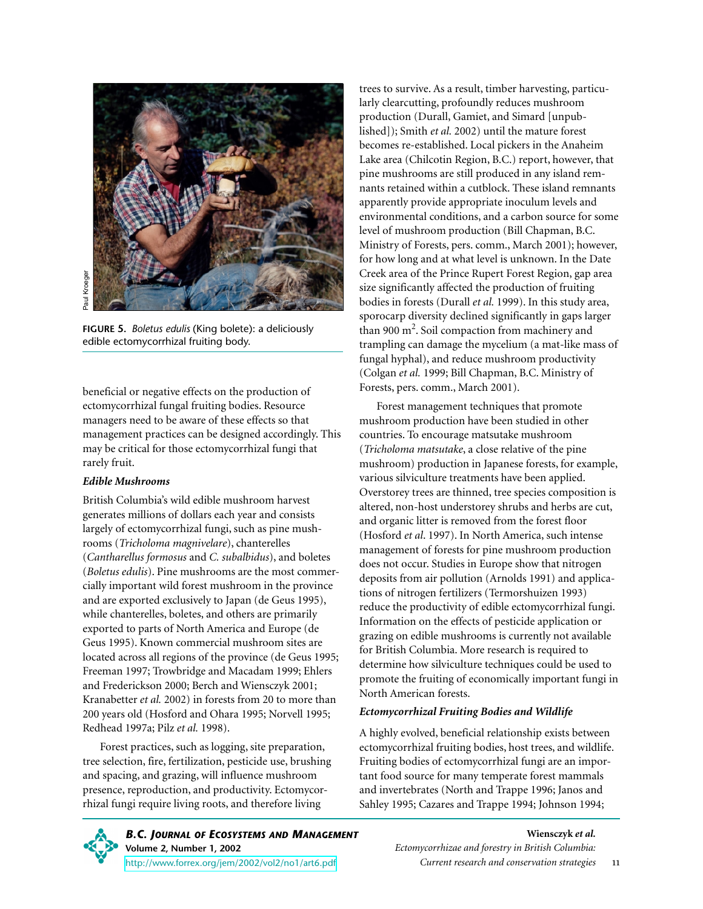**FIGURE 5.** *Boletus edulis* (King bolete): a deliciously edible ectomycorrhizal fruiting body.

beneficial or negative effects on the production of ectomycorrhizal fungal fruiting bodies. Resource managers need to be aware of these effects so that management practices can be designed accordingly. This may be critical for those ectomycorrhizal fungi that rarely fruit.

### *Edible Mushrooms*

British Columbia's wild edible mushroom harvest generates millions of dollars each year and consists largely of ectomycorrhizal fungi, such as pine mushrooms (*Tricholoma magnivelare*), chanterelles (*Cantharellus formosus* and *C. subalbidus*), and boletes (*Boletus edulis*). Pine mushrooms are the most commercially important wild forest mushroom in the province and are exported exclusively to Japan (de Geus 1995), while chanterelles, boletes, and others are primarily exported to parts of North America and Europe (de Geus 1995). Known commercial mushroom sites are located across all regions of the province (de Geus 1995; Freeman 1997; Trowbridge and Macadam 1999; Ehlers and Frederickson 2000; Berch and Wiensczyk 2001; Kranabetter *et al.* 2002) in forests from 20 to more than 200 years old (Hosford and Ohara 1995; Norvell 1995; Redhead 1997a; Pilz *et al.* 1998).

Forest practices, such as logging, site preparation, tree selection, fire, fertilization, pesticide use, brushing and spacing, and grazing, will influence mushroom presence, reproduction, and productivity. Ectomycorrhizal fungi require living roots, and therefore living trees to survive. As a result, timber harvesting, particularly clearcutting, profoundly reduces mushroom production (Durall, Gamiet, and Simard [unpublished]); Smith *et al.* 2002) until the mature forest becomes re-established. Local pickers in the Anaheim Lake area (Chilcotin Region, B.C.) report, however, that pine mushrooms are still produced in any island remnants retained within a cutblock. These island remnants apparently provide appropriate inoculum levels and environmental conditions, and a carbon source for some level of mushroom production (Bill Chapman, B.C. Ministry of Forests, pers. comm., March 2001); however, for how long and at what level is unknown. In the Date Creek area of the Prince Rupert Forest Region, gap area size significantly affected the production of fruiting bodies in forests (Durall *et al.* 1999). In this study area, sporocarp diversity declined significantly in gaps larger than 900 m$^2$. Soil compaction from machinery and trampling can damage the mycelium (a mat-like mass of fungal hyphal), and reduce mushroom productivity (Colgan *et al.* 1999; Bill Chapman, B.C. Ministry of Forests, pers. comm., March 2001).

Forest management techniques that promote mushroom production have been studied in other countries. To encourage matsutake mushroom (*Tricholoma matsutake*, a close relative of the pine mushroom) production in Japanese forests, for example, various silviculture treatments have been applied. Overstorey trees are thinned, tree species composition is altered, non-host understorey shrubs and herbs are cut, and organic litter is removed from the forest floor (Hosford *et al*. 1997). In North America, such intense management of forests for pine mushroom production does not occur. Studies in Europe show that nitrogen deposits from air pollution (Arnolds 1991) and applications of nitrogen fertilizers (Termorshuizen 1993) reduce the productivity of edible ectomycorrhizal fungi. Information on the effects of pesticide application or grazing on edible mushrooms is currently not available for British Columbia. More research is required to determine how silviculture techniques could be used to promote the fruiting of economically important fungi in North American forests.

### *Ectomycorrhizal Fruiting Bodies and Wildlife*

A highly evolved, beneficial relationship exists between ectomycorrhizal fruiting bodies, host trees, and wildlife. Fruiting bodies of ectomycorrhizal fungi are an important food source for many temperate forest mammals and invertebrates (North and Trappe 1996; Janos and Sahley 1995; Cazares and Trappe 1994; Johnson 1994;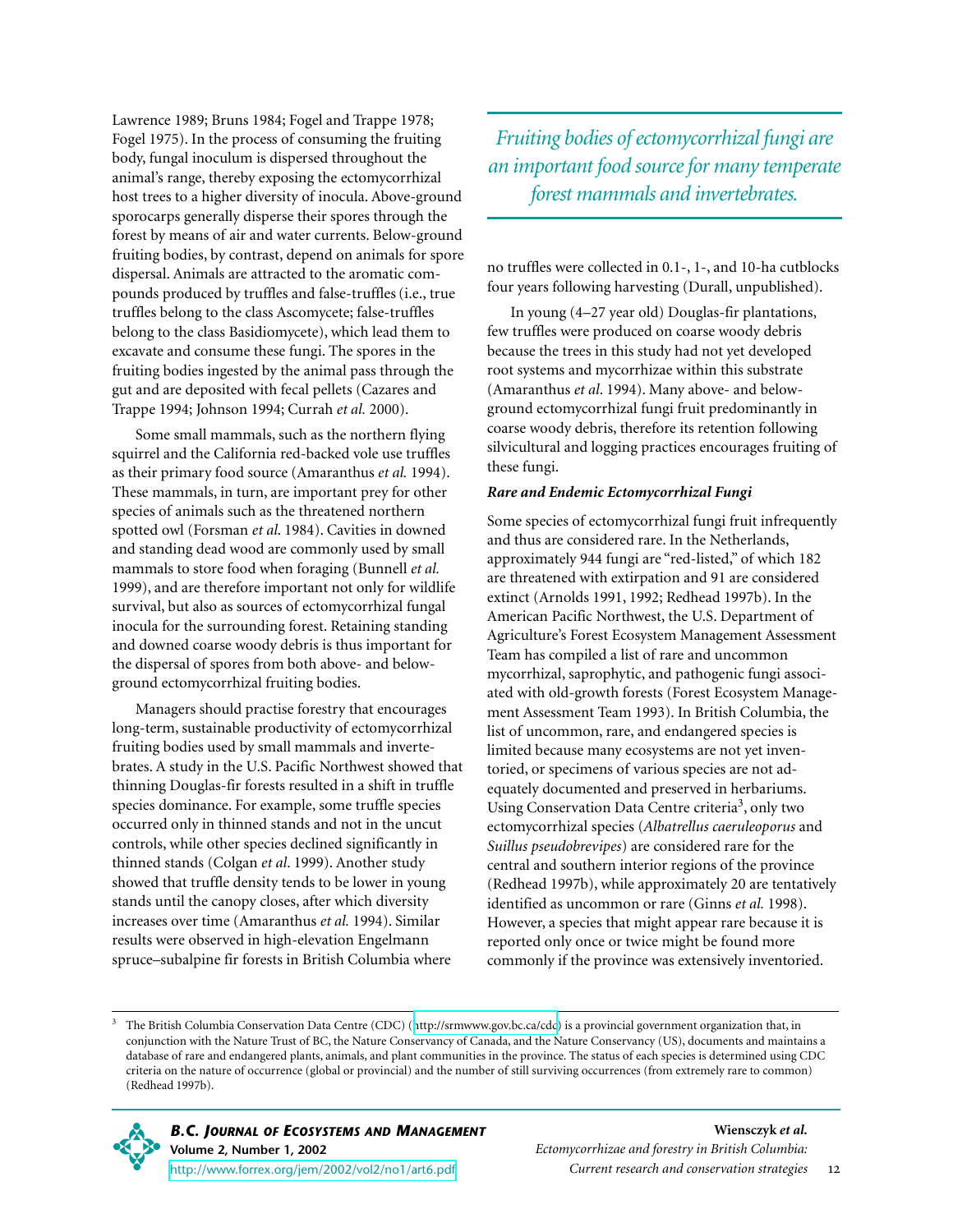Lawrence 1989; Bruns 1984; Fogel and Trappe 1978; Fogel 1975). In the process of consuming the fruiting body, fungal inoculum is dispersed throughout the animal's range, thereby exposing the ectomycorrhizal host trees to a higher diversity of inocula. Above-ground sporocarps generally disperse their spores through the forest by means of air and water currents. Below-ground fruiting bodies, by contrast, depend on animals for spore dispersal. Animals are attracted to the aromatic compounds produced by truffles and false-truffles (i.e., true truffles belong to the class Ascomycete; false-truffles belong to the class Basidiomycete), which lead them to excavate and consume these fungi. The spores in the fruiting bodies ingested by the animal pass through the gut and are deposited with fecal pellets (Cazares and Trappe 1994; Johnson 1994; Currah *et al.* 2000).

Some small mammals, such as the northern flying squirrel and the California red-backed vole use truffles as their primary food source (Amaranthus *et al.* 1994). These mammals, in turn, are important prey for other species of animals such as the threatened northern spotted owl (Forsman *et al.* 1984). Cavities in downed and standing dead wood are commonly used by small mammals to store food when foraging (Bunnell *et al.* 1999), and are therefore important not only for wildlife survival, but also as sources of ectomycorrhizal fungal inocula for the surrounding forest. Retaining standing and downed coarse woody debris is thus important for the dispersal of spores from both above- and below-ground ectomycorrhizal fruiting bodies.

Managers should practise forestry that encourages long-term, sustainable productivity of ectomycorrhizal fruiting bodies used by small mammals and invertebrates. A study in the U.S. Pacific Northwest showed that thinning Douglas-fir forests resulted in a shift in truffle species dominance. For example, some truffle species occurred only in thinned stands and not in the uncut controls, while other species declined significantly in thinned stands (Colgan *et al.* 1999). Another study showed that truffle density tends to be lower in young stands until the canopy closes, after which diversity increases over time (Amaranthus *et al.* 1994). Similar results were observed in high-elevation Engelmann spruce–subalpine fir forests in British Columbia where no truffles were collected in 0.1-, 1-, and 10-ha cutblocks four years following harvesting (Durall, unpublished).

*Fruiting bodies of ectomycorrhizal fungi are an important food source for many temperate forest mammals and invertebrates.*

In young (4–27 year old) Douglas-fir plantations, few truffles were produced on coarse woody debris because the trees in this study had not yet developed root systems and mycorrhizae within this substrate (Amaranthus *et al.* 1994). Many above- and below-ground ectomycorrhizal fungi fruit predominantly in coarse woody debris, therefore its retention following silvicultural and logging practices encourages fruiting of these fungi.

### *Rare and Endemic Ectomycorrhizal Fungi*

Some species of ectomycorrhizal fungi fruit infrequently and thus are considered rare. In the Netherlands, approximately 944 fungi are "red-listed," of which 182 are threatened with extirpation and 91 are considered extinct (Arnolds 1991, 1992; Redhead 1997b). In the American Pacific Northwest, the U.S. Department of Agriculture's Forest Ecosystem Management Assessment Team has compiled a list of rare and uncommon mycorrhizal, saprophytic, and pathogenic fungi associated with old-growth forests (Forest Ecosystem Management Assessment Team 1993). In British Columbia, the list of uncommon, rare, and endangered species is limited because many ecosystems are not yet inventoried, or specimens of various species are not adequately documented and preserved in herbariums. Using Conservation Data Centre criteria[3], only two ectomycorrhizal species (*Albatrellus caeruleoporus* and *Suillus pseudobrevipes*) are considered rare for the central and southern interior regions of the province (Redhead 1997b), while approximately 20 are tentatively identified as uncommon or rare (Ginns *et al.* 1998). However, a species that might appear rare because it is reported only once or twice might be found more commonly if the province was extensively inventoried.

[3] The British Columbia Conservation Data Centre (CDC) (http://srmwww.gov.bc.ca/cdc) is a provincial government organization that, in conjunction with the Nature Trust of BC, the Nature Conservancy of Canada, and the Nature Conservancy (US), documents and maintains a database of rare and endangered plants, animals, and plant communities in the province. The status of each species is determined using CDC criteria on the nature of occurrence (global or provincial) and the number of still surviving occurrences (from extremely rare to common) (Redhead 1997b).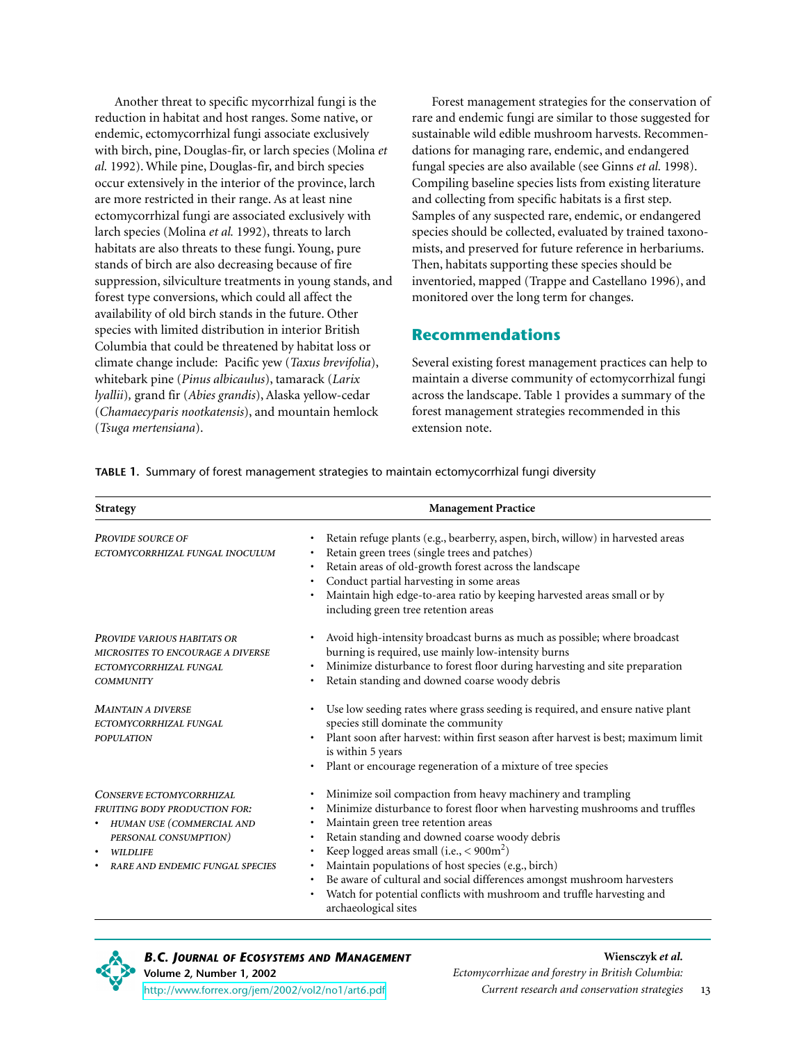Another threat to specific mycorrhizal fungi is the reduction in habitat and host ranges. Some native, or endemic, ectomycorrhizal fungi associate exclusively with birch, pine, Douglas-fir, or larch species (Molina *et al.* 1992). While pine, Douglas-fir, and birch species occur extensively in the interior of the province, larch are more restricted in their range. As at least nine ectomycorrhizal fungi are associated exclusively with larch species (Molina *et al.* 1992), threats to larch habitats are also threats to these fungi. Young, pure stands of birch are also decreasing because of fire suppression, silviculture treatments in young stands, and forest type conversions, which could all affect the availability of old birch stands in the future. Other species with limited distribution in interior British Columbia that could be threatened by habitat loss or climate change include: Pacific yew (*Taxus brevifolia*), whitebark pine (*Pinus albicaulus*), tamarack (*Larix lyallii*), grand fir (*Abies grandis*), Alaska yellow-cedar (*Chamaecyparis nootkatensis*), and mountain hemlock (*Tsuga mertensiana*).

Forest management strategies for the conservation of rare and endemic fungi are similar to those suggested for sustainable wild edible mushroom harvests. Recommendations for managing rare, endemic, and endangered fungal species are also available (see Ginns *et al.* 1998). Compiling baseline species lists from existing literature and collecting from specific habitats is a first step. Samples of any suspected rare, endemic, or endangered species should be collected, evaluated by trained taxonomists, and preserved for future reference in herbariums. Then, habitats supporting these species should be inventoried, mapped (Trappe and Castellano 1996), and monitored over the long term for changes.

## Recommendations

Several existing forest management practices can help to maintain a diverse community of ectomycorrhizal fungi across the landscape. Table 1 provides a summary of the forest management strategies recommended in this extension note.

**TABLE 1.** Summary of forest management strategies to maintain ectomycorrhizal fungi diversity

| Strategy | Management Practice |
|---|---|
| *PROVIDE SOURCE OF ECTOMYCORRHIZAL FUNGAL INOCULUM* | • Retain refuge plants (e.g., bearberry, aspen, birch, willow) in harvested areas<br>• Retain green trees (single trees and patches)<br>• Retain areas of old-growth forest across the landscape<br>• Conduct partial harvesting in some areas<br>• Maintain high edge-to-area ratio by keeping harvested areas small or by including green tree retention areas |
| *PROVIDE VARIOUS HABITATS OR MICROSITES TO ENCOURAGE A DIVERSE ECTOMYCORRHIZAL FUNGAL COMMUNITY* | • Avoid high-intensity broadcast burns as much as possible; where broadcast burning is required, use mainly low-intensity burns<br>• Minimize disturbance to forest floor during harvesting and site preparation<br>• Retain standing and downed coarse woody debris |
| *MAINTAIN A DIVERSE ECTOMYCORRHIZAL FUNGAL POPULATION* | • Use low seeding rates where grass seeding is required, and ensure native plant species still dominate the community<br>• Plant soon after harvest: within first season after harvest is best; maximum limit is within 5 years<br>• Plant or encourage regeneration of a mixture of tree species |
| *CONSERVE ECTOMYCORRHIZAL FRUITING BODY PRODUCTION FOR:*<br>• *HUMAN USE (COMMERCIAL AND PERSONAL CONSUMPTION)*<br>• *WILDLIFE*<br>• *RARE AND ENDEMIC FUNGAL SPECIES* | • Minimize soil compaction from heavy machinery and trampling<br>• Minimize disturbance to forest floor when harvesting mushrooms and truffles<br>• Maintain green tree retention areas<br>• Retain standing and downed coarse woody debris<br>• Keep logged areas small (i.e., < $900m^2$)<br>• Maintain populations of host species (e.g., birch)<br>• Be aware of cultural and social differences amongst mushroom harvesters<br>• Watch for potential conflicts with mushroom and truffle harvesting and archaeological sites |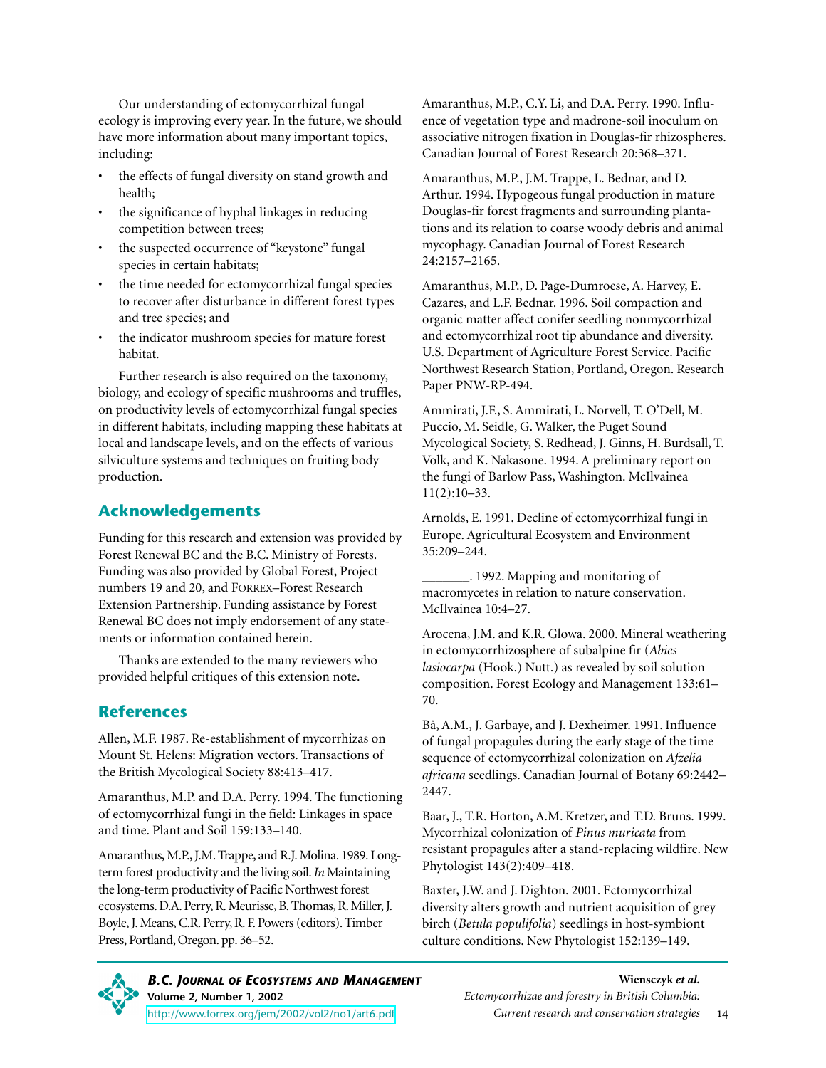Our understanding of ectomycorrhizal fungal ecology is improving every year. In the future, we should have more information about many important topics, including:

- the effects of fungal diversity on stand growth and health;
- the significance of hyphal linkages in reducing competition between trees;
- the suspected occurrence of "keystone" fungal species in certain habitats;
- the time needed for ectomycorrhizal fungal species to recover after disturbance in different forest types and tree species; and
- the indicator mushroom species for mature forest habitat.

Further research is also required on the taxonomy, biology, and ecology of specific mushrooms and truffles, on productivity levels of ectomycorrhizal fungal species in different habitats, including mapping these habitats at local and landscape levels, and on the effects of various silviculture systems and techniques on fruiting body production.

## Acknowledgements

Funding for this research and extension was provided by Forest Renewal BC and the B.C. Ministry of Forests. Funding was also provided by Global Forest, Project numbers 19 and 20, and FORREX–Forest Research Extension Partnership. Funding assistance by Forest Renewal BC does not imply endorsement of any statements or information contained herein.

Thanks are extended to the many reviewers who provided helpful critiques of this extension note.

## References

Allen, M.F. 1987. Re-establishment of mycorrhizas on Mount St. Helens: Migration vectors. Transactions of the British Mycological Society 88:413–417.

Amaranthus, M.P. and D.A. Perry. 1994. The functioning of ectomycorrhizal fungi in the field: Linkages in space and time. Plant and Soil 159:133–140.

Amaranthus, M.P., J.M. Trappe, and R.J. Molina. 1989. Long-term forest productivity and the living soil. *In* Maintaining the long-term productivity of Pacific Northwest forest ecosystems. D.A. Perry, R. Meurisse, B. Thomas, R. Miller, J. Boyle, J. Means, C.R. Perry, R. F. Powers (editors). Timber Press, Portland, Oregon. pp. 36–52.

Amaranthus, M.P., C.Y. Li, and D.A. Perry. 1990. Influence of vegetation type and madrone-soil inoculum on associative nitrogen fixation in Douglas-fir rhizospheres. Canadian Journal of Forest Research 20:368–371.

Amaranthus, M.P., J.M. Trappe, L. Bednar, and D. Arthur. 1994. Hypogeous fungal production in mature Douglas-fir forest fragments and surrounding plantations and its relation to coarse woody debris and animal mycophagy. Canadian Journal of Forest Research 24:2157–2165.

Amaranthus, M.P., D. Page-Dumroese, A. Harvey, E. Cazares, and L.F. Bednar. 1996. Soil compaction and organic matter affect conifer seedling nonmycorrhizal and ectomycorrhizal root tip abundance and diversity. U.S. Department of Agriculture Forest Service. Pacific Northwest Research Station, Portland, Oregon. Research Paper PNW-RP-494.

Ammirati, J.F., S. Ammirati, L. Norvell, T. O'Dell, M. Puccio, M. Seidle, G. Walker, the Puget Sound Mycological Society, S. Redhead, J. Ginns, H. Burdsall, T. Volk, and K. Nakasone. 1994. A preliminary report on the fungi of Barlow Pass, Washington. McIlvainea 11(2):10–33.

Arnolds, E. 1991. Decline of ectomycorrhizal fungi in Europe. Agricultural Ecosystem and Environment 35:209–244.

_______. 1992. Mapping and monitoring of macromycetes in relation to nature conservation. McIlvainea 10:4–27.

Arocena, J.M. and K.R. Glowa. 2000. Mineral weathering in ectomycorrhizosphere of subalpine fir (*Abies lasiocarpa* (Hook.) Nutt.) as revealed by soil solution composition. Forest Ecology and Management 133:61–70.

Bâ, A.M., J. Garbaye, and J. Dexheimer. 1991. Influence of fungal propagules during the early stage of the time sequence of ectomycorrhizal colonization on *Afzelia africana* seedlings. Canadian Journal of Botany 69:2442–2447.

Baar, J., T.R. Horton, A.M. Kretzer, and T.D. Bruns. 1999. Mycorrhizal colonization of *Pinus muricata* from resistant propagules after a stand-replacing wildfire. New Phytologist 143(2):409–418.

Baxter, J.W. and J. Dighton. 2001. Ectomycorrhizal diversity alters growth and nutrient acquisition of grey birch (*Betula populifolia*) seedlings in host-symbiont culture conditions. New Phytologist 152:139–149.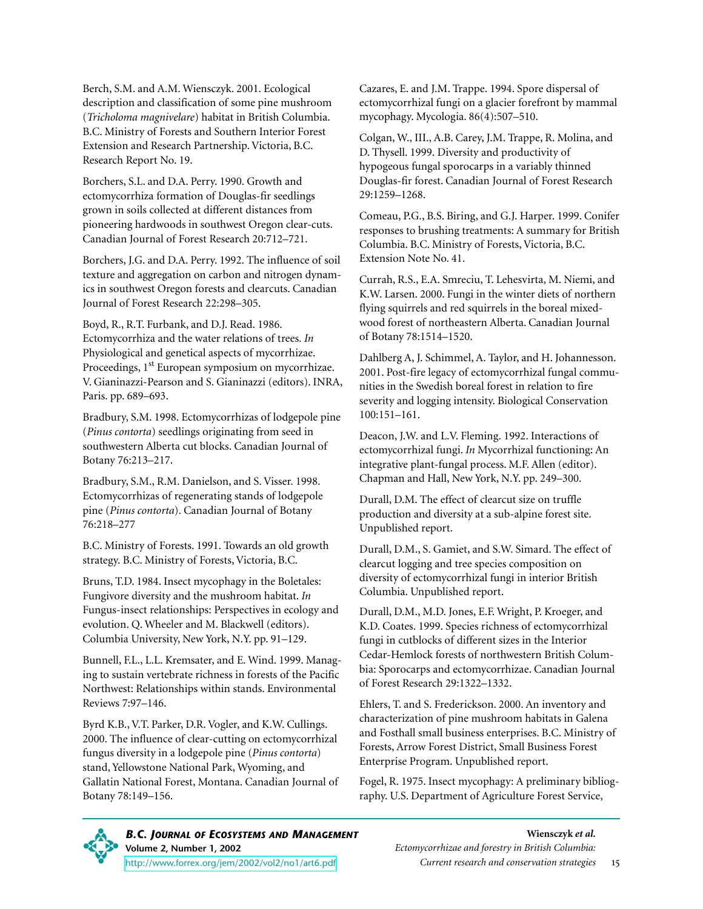Berch, S.M. and A.M. Wiensczyk. 2001. Ecological description and classification of some pine mushroom (*Tricholoma magnivelare*) habitat in British Columbia. B.C. Ministry of Forests and Southern Interior Forest Extension and Research Partnership. Victoria, B.C. Research Report No. 19.

Borchers, S.L. and D.A. Perry. 1990. Growth and ectomycorrhiza formation of Douglas-fir seedlings grown in soils collected at different distances from pioneering hardwoods in southwest Oregon clear-cuts. Canadian Journal of Forest Research 20:712–721.

Borchers, J.G. and D.A. Perry. 1992. The influence of soil texture and aggregation on carbon and nitrogen dynamics in southwest Oregon forests and clearcuts. Canadian Journal of Forest Research 22:298–305.

Boyd, R., R.T. Furbank, and D.J. Read. 1986. Ectomycorrhiza and the water relations of trees. *In* Physiological and genetical aspects of mycorrhizae. Proceedings, 1st European symposium on mycorrhizae. V. Gianinazzi-Pearson and S. Gianinazzi (editors). INRA, Paris. pp. 689–693.

Bradbury, S.M. 1998. Ectomycorrhizas of lodgepole pine (*Pinus contorta*) seedlings originating from seed in southwestern Alberta cut blocks. Canadian Journal of Botany 76:213–217.

Bradbury, S.M., R.M. Danielson, and S. Visser. 1998. Ectomycorrhizas of regenerating stands of lodgepole pine (*Pinus contorta*). Canadian Journal of Botany 76:218–277

B.C. Ministry of Forests. 1991. Towards an old growth strategy. B.C. Ministry of Forests, Victoria, B.C.

Bruns, T.D. 1984. Insect mycophagy in the Boletales: Fungivore diversity and the mushroom habitat. *In* Fungus-insect relationships: Perspectives in ecology and evolution. Q. Wheeler and M. Blackwell (editors). Columbia University, New York, N.Y. pp. 91–129.

Bunnell, F.L., L.L. Kremsater, and E. Wind. 1999. Managing to sustain vertebrate richness in forests of the Pacific Northwest: Relationships within stands. Environmental Reviews 7:97–146.

Byrd K.B., V.T. Parker, D.R. Vogler, and K.W. Cullings. 2000. The influence of clear-cutting on ectomycorrhizal fungus diversity in a lodgepole pine (*Pinus contorta*) stand, Yellowstone National Park, Wyoming, and Gallatin National Forest, Montana. Canadian Journal of Botany 78:149–156.

Cazares, E. and J.M. Trappe. 1994. Spore dispersal of ectomycorrhizal fungi on a glacier forefront by mammal mycophagy. Mycologia. 86(4):507–510.

Colgan, W., III., A.B. Carey, J.M. Trappe, R. Molina, and D. Thysell. 1999. Diversity and productivity of hypogeous fungal sporocarps in a variably thinned Douglas-fir forest. Canadian Journal of Forest Research 29:1259–1268.

Comeau, P.G., B.S. Biring, and G.J. Harper. 1999. Conifer responses to brushing treatments: A summary for British Columbia. B.C. Ministry of Forests, Victoria, B.C. Extension Note No. 41.

Currah, R.S., E.A. Smreciu, T. Lehesvirta, M. Niemi, and K.W. Larsen. 2000. Fungi in the winter diets of northern flying squirrels and red squirrels in the boreal mixedwood forest of northeastern Alberta. Canadian Journal of Botany 78:1514–1520.

Dahlberg A, J. Schimmel, A. Taylor, and H. Johannesson. 2001. Post-fire legacy of ectomycorrhizal fungal communities in the Swedish boreal forest in relation to fire severity and logging intensity. Biological Conservation 100:151–161.

Deacon, J.W. and L.V. Fleming. 1992. Interactions of ectomycorrhizal fungi. *In* Mycorrhizal functioning: An integrative plant-fungal process. M.F. Allen (editor). Chapman and Hall, New York, N.Y. pp. 249–300.

Durall, D.M. The effect of clearcut size on truffle production and diversity at a sub-alpine forest site. Unpublished report.

Durall, D.M., S. Gamiet, and S.W. Simard. The effect of clearcut logging and tree species composition on diversity of ectomycorrhizal fungi in interior British Columbia. Unpublished report.

Durall, D.M., M.D. Jones, E.F. Wright, P. Kroeger, and K.D. Coates. 1999. Species richness of ectomycorrhizal fungi in cutblocks of different sizes in the Interior Cedar-Hemlock forests of northwestern British Columbia: Sporocarps and ectomycorrhizae. Canadian Journal of Forest Research 29:1322–1332.

Ehlers, T. and S. Frederickson. 2000. An inventory and characterization of pine mushroom habitats in Galena and Fosthall small business enterprises. B.C. Ministry of Forests, Arrow Forest District, Small Business Forest Enterprise Program. Unpublished report.

Fogel, R. 1975. Insect mycophagy: A preliminary bibliography. U.S. Department of Agriculture Forest Service,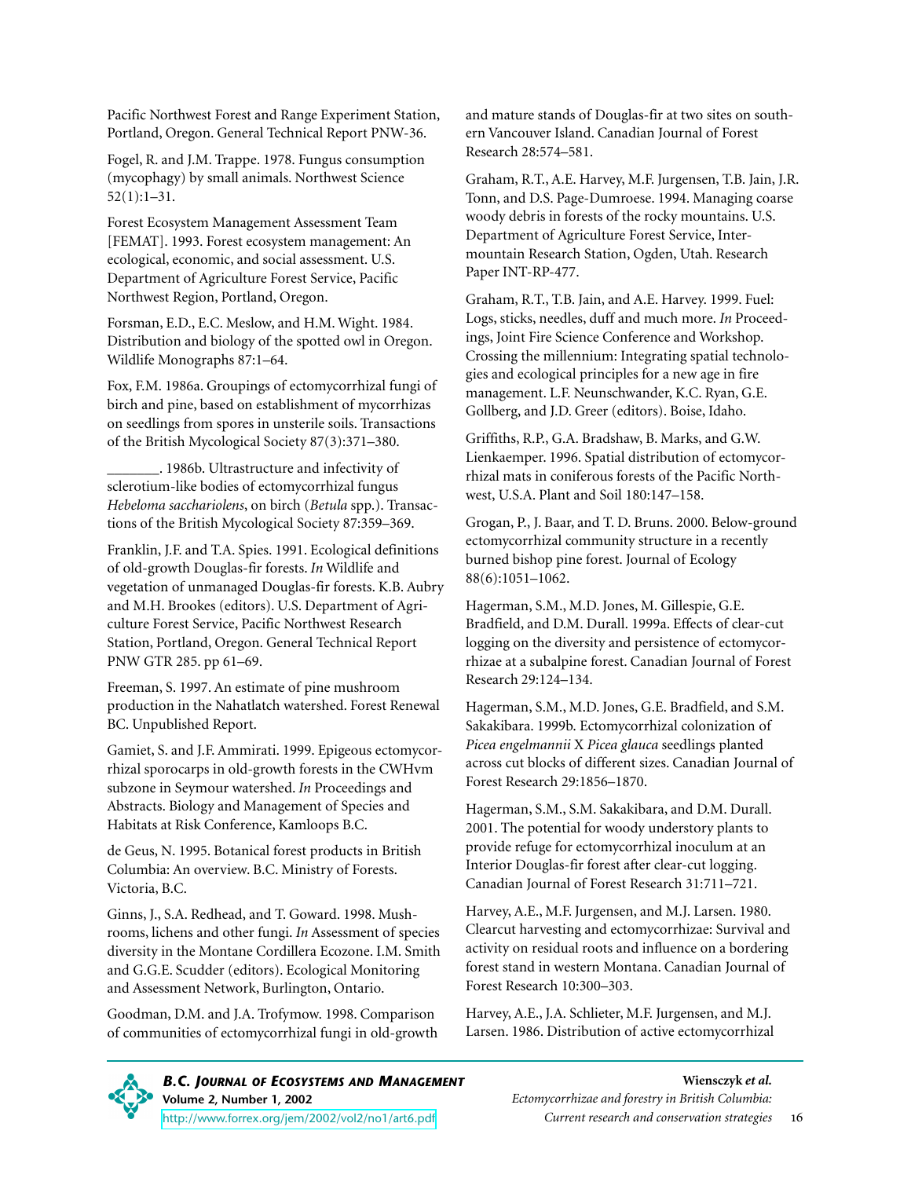Pacific Northwest Forest and Range Experiment Station, Portland, Oregon. General Technical Report PNW-36.

Fogel, R. and J.M. Trappe. 1978. Fungus consumption (mycophagy) by small animals. Northwest Science 52(1):1–31.

Forest Ecosystem Management Assessment Team [FEMAT]. 1993. Forest ecosystem management: An ecological, economic, and social assessment. U.S. Department of Agriculture Forest Service, Pacific Northwest Region, Portland, Oregon.

Forsman, E.D., E.C. Meslow, and H.M. Wight. 1984. Distribution and biology of the spotted owl in Oregon. Wildlife Monographs 87:1–64.

Fox, F.M. 1986a. Groupings of ectomycorrhizal fungi of birch and pine, based on establishment of mycorrhizas on seedlings from spores in unsterile soils. Transactions of the British Mycological Society 87(3):371–380.

_______. 1986b. Ultrastructure and infectivity of sclerotium-like bodies of ectomycorrhizal fungus *Hebeloma sacchariolens*, on birch (*Betula* spp.). Transactions of the British Mycological Society 87:359–369.

Franklin, J.F. and T.A. Spies. 1991. Ecological definitions of old-growth Douglas-fir forests. *In* Wildlife and vegetation of unmanaged Douglas-fir forests. K.B. Aubry and M.H. Brookes (editors). U.S. Department of Agriculture Forest Service, Pacific Northwest Research Station, Portland, Oregon. General Technical Report PNW GTR 285. pp 61–69.

Freeman, S. 1997. An estimate of pine mushroom production in the Nahatlatch watershed. Forest Renewal BC. Unpublished Report.

Gamiet, S. and J.F. Ammirati. 1999. Epigeous ectomycorrhizal sporocarps in old-growth forests in the CWHvm subzone in Seymour watershed. *In* Proceedings and Abstracts. Biology and Management of Species and Habitats at Risk Conference, Kamloops B.C.

de Geus, N. 1995. Botanical forest products in British Columbia: An overview. B.C. Ministry of Forests. Victoria, B.C.

Ginns, J., S.A. Redhead, and T. Goward. 1998. Mushrooms, lichens and other fungi. *In* Assessment of species diversity in the Montane Cordillera Ecozone. I.M. Smith and G.G.E. Scudder (editors). Ecological Monitoring and Assessment Network, Burlington, Ontario.

Goodman, D.M. and J.A. Trofymow. 1998. Comparison of communities of ectomycorrhizal fungi in old-growth and mature stands of Douglas-fir at two sites on southern Vancouver Island. Canadian Journal of Forest Research 28:574–581.

Graham, R.T., A.E. Harvey, M.F. Jurgensen, T.B. Jain, J.R. Tonn, and D.S. Page-Dumroese. 1994. Managing coarse woody debris in forests of the rocky mountains. U.S. Department of Agriculture Forest Service, Intermountain Research Station, Ogden, Utah. Research Paper INT-RP-477.

Graham, R.T., T.B. Jain, and A.E. Harvey. 1999. Fuel: Logs, sticks, needles, duff and much more. *In* Proceedings, Joint Fire Science Conference and Workshop. Crossing the millennium: Integrating spatial technologies and ecological principles for a new age in fire management. L.F. Neunschwander, K.C. Ryan, G.E. Gollberg, and J.D. Greer (editors). Boise, Idaho.

Griffiths, R.P., G.A. Bradshaw, B. Marks, and G.W. Lienkaemper. 1996. Spatial distribution of ectomycorrhizal mats in coniferous forests of the Pacific Northwest, U.S.A. Plant and Soil 180:147–158.

Grogan, P., J. Baar, and T. D. Bruns. 2000. Below-ground ectomycorrhizal community structure in a recently burned bishop pine forest. Journal of Ecology 88(6):1051–1062.

Hagerman, S.M., M.D. Jones, M. Gillespie, G.E. Bradfield, and D.M. Durall. 1999a. Effects of clear-cut logging on the diversity and persistence of ectomycorrhizae at a subalpine forest. Canadian Journal of Forest Research 29:124–134.

Hagerman, S.M., M.D. Jones, G.E. Bradfield, and S.M. Sakakibara. 1999b. Ectomycorrhizal colonization of *Picea engelmannii* X *Picea glauca* seedlings planted across cut blocks of different sizes. Canadian Journal of Forest Research 29:1856–1870.

Hagerman, S.M., S.M. Sakakibara, and D.M. Durall. 2001. The potential for woody understory plants to provide refuge for ectomycorrhizal inoculum at an Interior Douglas-fir forest after clear-cut logging. Canadian Journal of Forest Research 31:711–721.

Harvey, A.E., M.F. Jurgensen, and M.J. Larsen. 1980. Clearcut harvesting and ectomycorrhizae: Survival and activity on residual roots and influence on a bordering forest stand in western Montana. Canadian Journal of Forest Research 10:300–303.

Harvey, A.E., J.A. Schlieter, M.F. Jurgensen, and M.J. Larsen. 1986. Distribution of active ectomycorrhizal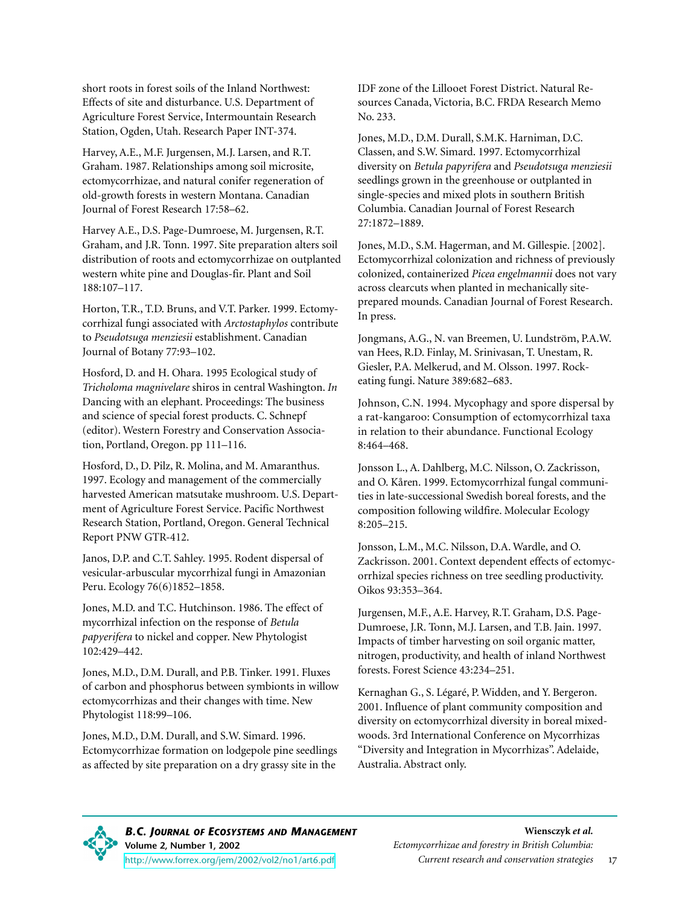short roots in forest soils of the Inland Northwest: Effects of site and disturbance. U.S. Department of Agriculture Forest Service, Intermountain Research Station, Ogden, Utah. Research Paper INT-374.

Harvey, A.E., M.F. Jurgensen, M.J. Larsen, and R.T. Graham. 1987. Relationships among soil microsite, ectomycorrhizae, and natural conifer regeneration of old-growth forests in western Montana. Canadian Journal of Forest Research 17:58–62.

Harvey A.E., D.S. Page-Dumroese, M. Jurgensen, R.T. Graham, and J.R. Tonn. 1997. Site preparation alters soil distribution of roots and ectomycorrhizae on outplanted western white pine and Douglas-fir. Plant and Soil 188:107–117.

Horton, T.R., T.D. Bruns, and V.T. Parker. 1999. Ectomycorrhizal fungi associated with *Arctostaphylos* contribute to *Pseudotsuga menziesii* establishment. Canadian Journal of Botany 77:93–102.

Hosford, D. and H. Ohara. 1995 Ecological study of *Tricholoma magnivelare* shiros in central Washington. *In* Dancing with an elephant. Proceedings: The business and science of special forest products. C. Schnepf (editor). Western Forestry and Conservation Association, Portland, Oregon. pp 111–116.

Hosford, D., D. Pilz, R. Molina, and M. Amaranthus. 1997. Ecology and management of the commercially harvested American matsutake mushroom. U.S. Department of Agriculture Forest Service. Pacific Northwest Research Station, Portland, Oregon. General Technical Report PNW GTR-412.

Janos, D.P. and C.T. Sahley. 1995. Rodent dispersal of vesicular-arbuscular mycorrhizal fungi in Amazonian Peru. Ecology 76(6)1852–1858.

Jones, M.D. and T.C. Hutchinson. 1986. The effect of mycorrhizal infection on the response of *Betula papyerifera* to nickel and copper. New Phytologist 102:429–442.

Jones, M.D., D.M. Durall, and P.B. Tinker. 1991. Fluxes of carbon and phosphorus between symbionts in willow ectomycorrhizas and their changes with time. New Phytologist 118:99–106.

Jones, M.D., D.M. Durall, and S.W. Simard. 1996. Ectomycorrhizae formation on lodgepole pine seedlings as affected by site preparation on a dry grassy site in the IDF zone of the Lillooet Forest District. Natural Resources Canada, Victoria, B.C. FRDA Research Memo No. 233.

Jones, M.D., D.M. Durall, S.M.K. Harniman, D.C. Classen, and S.W. Simard. 1997. Ectomycorrhizal diversity on *Betula papyrifera* and *Pseudotsuga menziesii* seedlings grown in the greenhouse or outplanted in single-species and mixed plots in southern British Columbia. Canadian Journal of Forest Research 27:1872–1889.

Jones, M.D., S.M. Hagerman, and M. Gillespie. [2002]. Ectomycorrhizal colonization and richness of previously colonized, containerized *Picea engelmannii* does not vary across clearcuts when planted in mechanically site-prepared mounds. Canadian Journal of Forest Research. In press.

Jongmans, A.G., N. van Breemen, U. Lundström, P.A.W. van Hees, R.D. Finlay, M. Srinivasan, T. Unestam, R. Giesler, P.A. Melkerud, and M. Olsson. 1997. Rock-eating fungi. Nature 389:682–683.

Johnson, C.N. 1994. Mycophagy and spore dispersal by a rat-kangaroo: Consumption of ectomycorrhizal taxa in relation to their abundance. Functional Ecology 8:464–468.

Jonsson L., A. Dahlberg, M.C. Nilsson, O. Zackrisson, and O. Kåren. 1999. Ectomycorrhizal fungal communities in late-successional Swedish boreal forests, and the composition following wildfire. Molecular Ecology 8:205–215.

Jonsson, L.M., M.C. Nilsson, D.A. Wardle, and O. Zackrisson. 2001. Context dependent effects of ectomycorrhizal species richness on tree seedling productivity. Oikos 93:353–364.

Jurgensen, M.F., A.E. Harvey, R.T. Graham, D.S. Page-Dumroese, J.R. Tonn, M.J. Larsen, and T.B. Jain. 1997. Impacts of timber harvesting on soil organic matter, nitrogen, productivity, and health of inland Northwest forests. Forest Science 43:234–251.

Kernaghan G., S. Légaré, P. Widden, and Y. Bergeron. 2001. Influence of plant community composition and diversity on ectomycorrhizal diversity in boreal mixedwoods. 3rd International Conference on Mycorrhizas "Diversity and Integration in Mycorrhizas". Adelaide, Australia. Abstract only.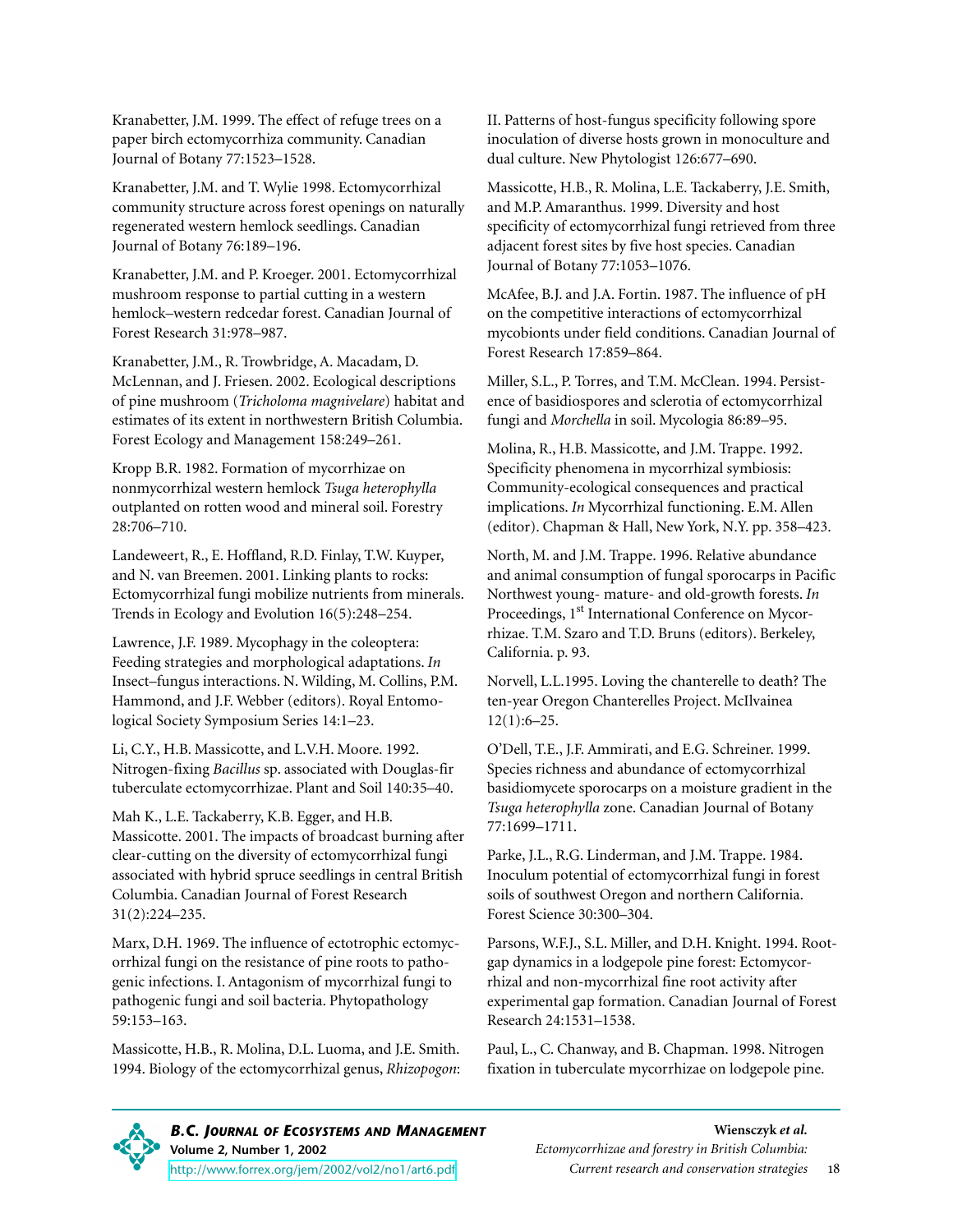Kranabetter, J.M. 1999. The effect of refuge trees on a paper birch ectomycorrhiza community. Canadian Journal of Botany 77:1523–1528.

Kranabetter, J.M. and T. Wylie 1998. Ectomycorrhizal community structure across forest openings on naturally regenerated western hemlock seedlings. Canadian Journal of Botany 76:189–196.

Kranabetter, J.M. and P. Kroeger. 2001. Ectomycorrhizal mushroom response to partial cutting in a western hemlock–western redcedar forest. Canadian Journal of Forest Research 31:978–987.

Kranabetter, J.M., R. Trowbridge, A. Macadam, D. McLennan, and J. Friesen. 2002. Ecological descriptions of pine mushroom (*Tricholoma magnivelare*) habitat and estimates of its extent in northwestern British Columbia. Forest Ecology and Management 158:249–261.

Kropp B.R. 1982. Formation of mycorrhizae on nonmycorrhizal western hemlock *Tsuga heterophylla* outplanted on rotten wood and mineral soil. Forestry 28:706–710.

Landeweert, R., E. Hoffland, R.D. Finlay, T.W. Kuyper, and N. van Breemen. 2001. Linking plants to rocks: Ectomycorrhizal fungi mobilize nutrients from minerals. Trends in Ecology and Evolution 16(5):248–254.

Lawrence, J.F. 1989. Mycophagy in the coleoptera: Feeding strategies and morphological adaptations. *In* Insect–fungus interactions. N. Wilding, M. Collins, P.M. Hammond, and J.F. Webber (editors). Royal Entomological Society Symposium Series 14:1–23.

Li, C.Y., H.B. Massicotte, and L.V.H. Moore. 1992. Nitrogen-fixing *Bacillus* sp. associated with Douglas-fir tuberculate ectomycorrhizae. Plant and Soil 140:35–40.

Mah K., L.E. Tackaberry, K.B. Egger, and H.B. Massicotte. 2001. The impacts of broadcast burning after clear-cutting on the diversity of ectomycorrhizal fungi associated with hybrid spruce seedlings in central British Columbia. Canadian Journal of Forest Research 31(2):224–235.

Marx, D.H. 1969. The influence of ectotrophic ectomycorrhizal fungi on the resistance of pine roots to pathogenic infections. I. Antagonism of mycorrhizal fungi to pathogenic fungi and soil bacteria. Phytopathology 59:153–163.

Massicotte, H.B., R. Molina, D.L. Luoma, and J.E. Smith. 1994. Biology of the ectomycorrhizal genus, *Rhizopogon*: II. Patterns of host-fungus specificity following spore inoculation of diverse hosts grown in monoculture and dual culture. New Phytologist 126:677–690.

Massicotte, H.B., R. Molina, L.E. Tackaberry, J.E. Smith, and M.P. Amaranthus. 1999. Diversity and host specificity of ectomycorrhizal fungi retrieved from three adjacent forest sites by five host species. Canadian Journal of Botany 77:1053–1076.

McAfee, B.J. and J.A. Fortin. 1987. The influence of pH on the competitive interactions of ectomycorrhizal mycobionts under field conditions. Canadian Journal of Forest Research 17:859–864.

Miller, S.L., P. Torres, and T.M. McClean. 1994. Persistence of basidiospores and sclerotia of ectomycorrhizal fungi and *Morchella* in soil. Mycologia 86:89–95.

Molina, R., H.B. Massicotte, and J.M. Trappe. 1992. Specificity phenomena in mycorrhizal symbiosis: Community-ecological consequences and practical implications. *In* Mycorrhizal functioning. E.M. Allen (editor). Chapman & Hall, New York, N.Y. pp. 358–423.

North, M. and J.M. Trappe. 1996. Relative abundance and animal consumption of fungal sporocarps in Pacific Northwest young- mature- and old-growth forests. *In* Proceedings, 1st International Conference on Mycorrhizae. T.M. Szaro and T.D. Bruns (editors). Berkeley, California. p. 93.

Norvell, L.L.1995. Loving the chanterelle to death? The ten-year Oregon Chanterelles Project. McIlvainea 12(1):6–25.

O'Dell, T.E., J.F. Ammirati, and E.G. Schreiner. 1999. Species richness and abundance of ectomycorrhizal basidiomycete sporocarps on a moisture gradient in the *Tsuga heterophylla* zone. Canadian Journal of Botany 77:1699–1711.

Parke, J.L., R.G. Linderman, and J.M. Trappe. 1984. Inoculum potential of ectomycorrhizal fungi in forest soils of southwest Oregon and northern California. Forest Science 30:300–304.

Parsons, W.F.J., S.L. Miller, and D.H. Knight. 1994. Root-gap dynamics in a lodgepole pine forest: Ectomycorrhizal and non-mycorrhizal fine root activity after experimental gap formation. Canadian Journal of Forest Research 24:1531–1538.

Paul, L., C. Chanway, and B. Chapman. 1998. Nitrogen fixation in tuberculate mycorrhizae on lodgepole pine.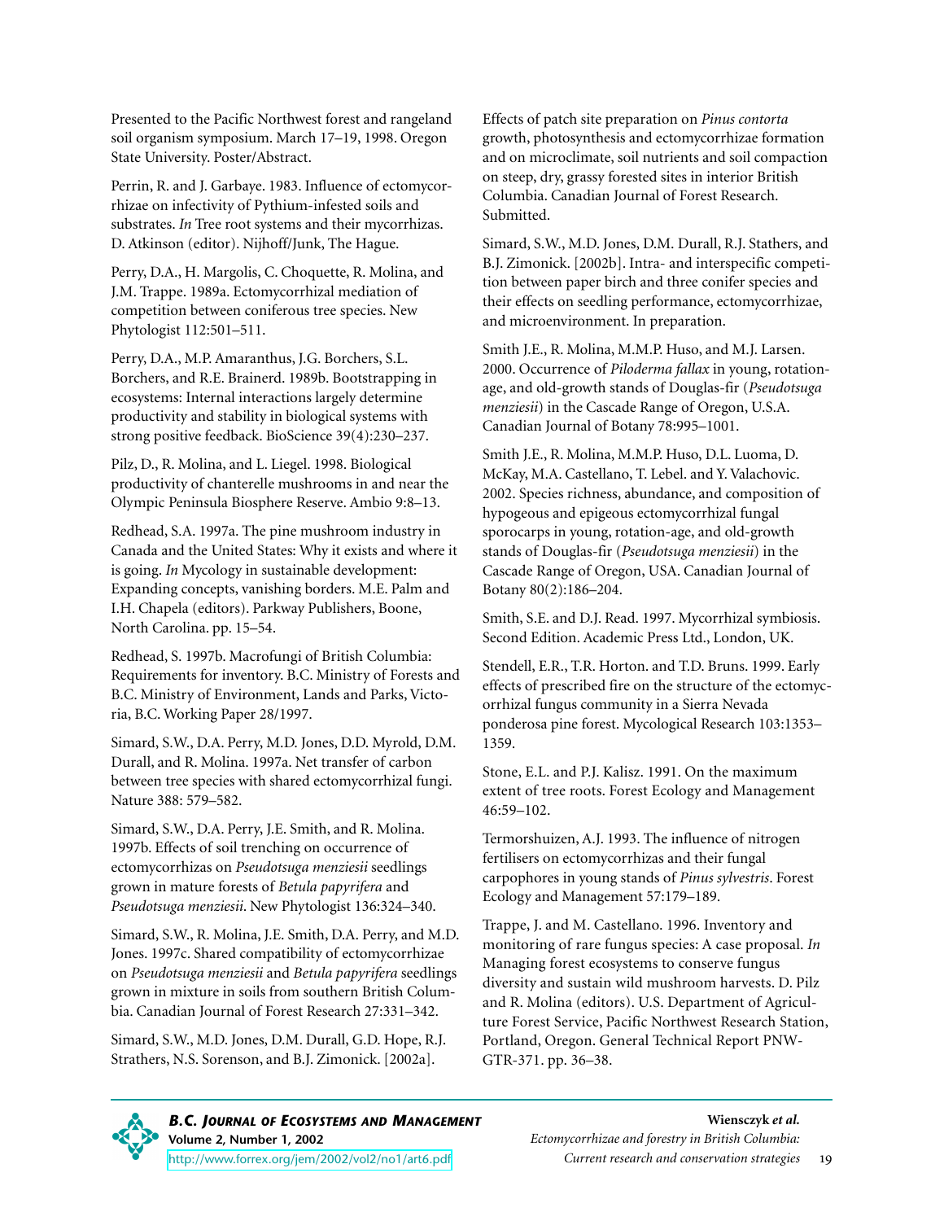Presented to the Pacific Northwest forest and rangeland soil organism symposium. March 17–19, 1998. Oregon State University. Poster/Abstract.

Perrin, R. and J. Garbaye. 1983. Influence of ectomycorrhizae on infectivity of Pythium-infested soils and substrates. *In* Tree root systems and their mycorrhizas. D. Atkinson (editor). Nijhoff/Junk, The Hague.

Perry, D.A., H. Margolis, C. Choquette, R. Molina, and J.M. Trappe. 1989a. Ectomycorrhizal mediation of competition between coniferous tree species. New Phytologist 112:501–511.

Perry, D.A., M.P. Amaranthus, J.G. Borchers, S.L. Borchers, and R.E. Brainerd. 1989b. Bootstrapping in ecosystems: Internal interactions largely determine productivity and stability in biological systems with strong positive feedback. BioScience 39(4):230–237.

Pilz, D., R. Molina, and L. Liegel. 1998. Biological productivity of chanterelle mushrooms in and near the Olympic Peninsula Biosphere Reserve. Ambio 9:8–13.

Redhead, S.A. 1997a. The pine mushroom industry in Canada and the United States: Why it exists and where it is going. *In* Mycology in sustainable development: Expanding concepts, vanishing borders. M.E. Palm and I.H. Chapela (editors). Parkway Publishers, Boone, North Carolina. pp. 15–54.

Redhead, S. 1997b. Macrofungi of British Columbia: Requirements for inventory. B.C. Ministry of Forests and B.C. Ministry of Environment, Lands and Parks, Victoria, B.C. Working Paper 28/1997.

Simard, S.W., D.A. Perry, M.D. Jones, D.D. Myrold, D.M. Durall, and R. Molina. 1997a. Net transfer of carbon between tree species with shared ectomycorrhizal fungi. Nature 388: 579–582.

Simard, S.W., D.A. Perry, J.E. Smith, and R. Molina. 1997b. Effects of soil trenching on occurrence of ectomycorrhizas on *Pseudotsuga menziesii* seedlings grown in mature forests of *Betula papyrifera* and *Pseudotsuga menziesii*. New Phytologist 136:324–340.

Simard, S.W., R. Molina, J.E. Smith, D.A. Perry, and M.D. Jones. 1997c. Shared compatibility of ectomycorrhizae on *Pseudotsuga menziesii* and *Betula papyrifera* seedlings grown in mixture in soils from southern British Columbia. Canadian Journal of Forest Research 27:331–342.

Simard, S.W., M.D. Jones, D.M. Durall, G.D. Hope, R.J. Strathers, N.S. Sorenson, and B.J. Zimonick. [2002a]. Effects of patch site preparation on *Pinus contorta* growth, photosynthesis and ectomycorrhizae formation and on microclimate, soil nutrients and soil compaction on steep, dry, grassy forested sites in interior British Columbia. Canadian Journal of Forest Research. Submitted.

Simard, S.W., M.D. Jones, D.M. Durall, R.J. Stathers, and B.J. Zimonick. [2002b]. Intra- and interspecific competition between paper birch and three conifer species and their effects on seedling performance, ectomycorrhizae, and microenvironment. In preparation.

Smith J.E., R. Molina, M.M.P. Huso, and M.J. Larsen. 2000. Occurrence of *Piloderma fallax* in young, rotation-age, and old-growth stands of Douglas-fir (*Pseudotsuga menziesii*) in the Cascade Range of Oregon, U.S.A. Canadian Journal of Botany 78:995–1001.

Smith J.E., R. Molina, M.M.P. Huso, D.L. Luoma, D. McKay, M.A. Castellano, T. Lebel. and Y. Valachovic. 2002. Species richness, abundance, and composition of hypogeous and epigeous ectomycorrhizal fungal sporocarps in young, rotation-age, and old-growth stands of Douglas-fir (*Pseudotsuga menziesii*) in the Cascade Range of Oregon, USA. Canadian Journal of Botany 80(2):186–204.

Smith, S.E. and D.J. Read. 1997. Mycorrhizal symbiosis. Second Edition. Academic Press Ltd., London, UK.

Stendell, E.R., T.R. Horton. and T.D. Bruns. 1999. Early effects of prescribed fire on the structure of the ectomycorrhizal fungus community in a Sierra Nevada ponderosa pine forest. Mycological Research 103:1353–1359.

Stone, E.L. and P.J. Kalisz. 1991. On the maximum extent of tree roots. Forest Ecology and Management 46:59–102.

Termorshuizen, A.J. 1993. The influence of nitrogen fertilisers on ectomycorrhizas and their fungal carpophores in young stands of *Pinus sylvestris*. Forest Ecology and Management 57:179–189.

Trappe, J. and M. Castellano. 1996. Inventory and monitoring of rare fungus species: A case proposal. *In* Managing forest ecosystems to conserve fungus diversity and sustain wild mushroom harvests. D. Pilz and R. Molina (editors). U.S. Department of Agriculture Forest Service, Pacific Northwest Research Station, Portland, Oregon. General Technical Report PNW-GTR-371. pp. 36–38.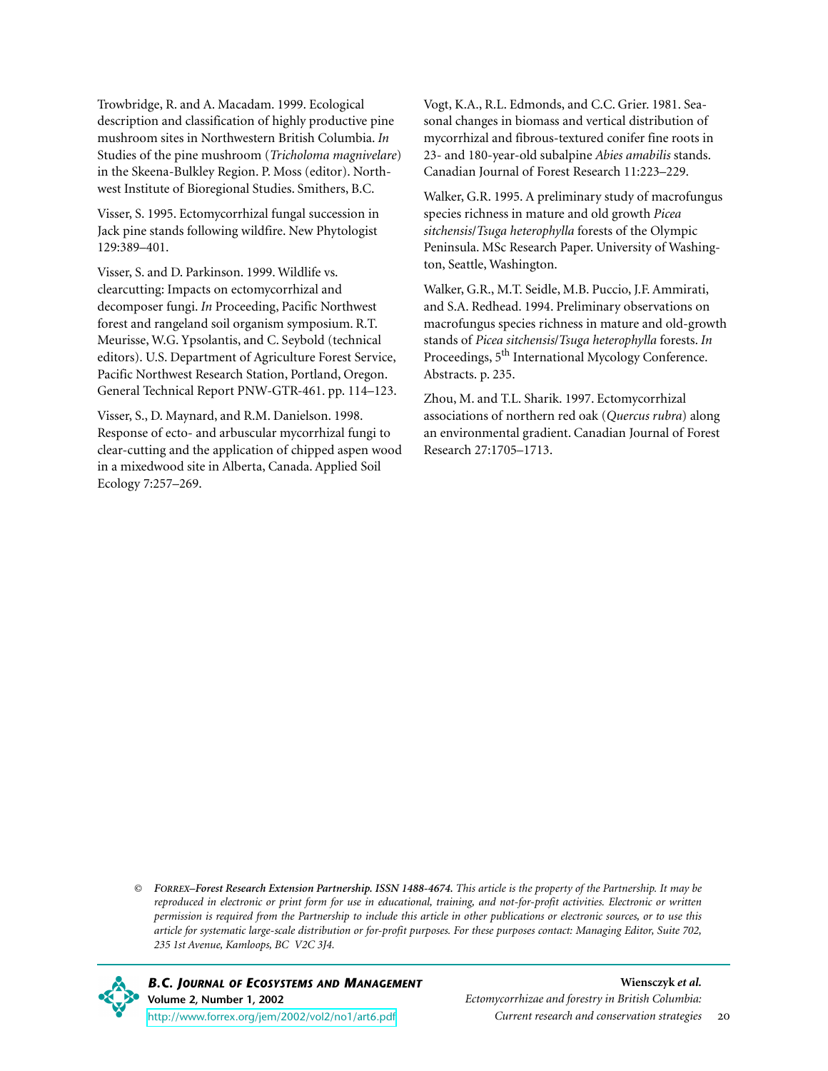Trowbridge, R. and A. Macadam. 1999. Ecological description and classification of highly productive pine mushroom sites in Northwestern British Columbia. *In* Studies of the pine mushroom (*Tricholoma magnivelare*) in the Skeena-Bulkley Region. P. Moss (editor). Northwest Institute of Bioregional Studies. Smithers, B.C.

Visser, S. 1995. Ectomycorrhizal fungal succession in Jack pine stands following wildfire. New Phytologist 129:389–401.

Visser, S. and D. Parkinson. 1999. Wildlife vs. clearcutting: Impacts on ectomycorrhizal and decomposer fungi. *In* Proceeding, Pacific Northwest forest and rangeland soil organism symposium. R.T. Meurisse, W.G. Ypsolantis, and C. Seybold (technical editors). U.S. Department of Agriculture Forest Service, Pacific Northwest Research Station, Portland, Oregon. General Technical Report PNW-GTR-461. pp. 114–123.

Visser, S., D. Maynard, and R.M. Danielson. 1998. Response of ecto- and arbuscular mycorrhizal fungi to clear-cutting and the application of chipped aspen wood in a mixedwood site in Alberta, Canada. Applied Soil Ecology 7:257–269.

Vogt, K.A., R.L. Edmonds, and C.C. Grier. 1981. Seasonal changes in biomass and vertical distribution of mycorrhizal and fibrous-textured conifer fine roots in 23- and 180-year-old subalpine *Abies amabilis* stands. Canadian Journal of Forest Research 11:223–229.

Walker, G.R. 1995. A preliminary study of macrofungus species richness in mature and old growth *Picea sitchensis/Tsuga heterophylla* forests of the Olympic Peninsula. MSc Research Paper. University of Washington, Seattle, Washington.

Walker, G.R., M.T. Seidle, M.B. Puccio, J.F. Ammirati, and S.A. Redhead. 1994. Preliminary observations on macrofungus species richness in mature and old-growth stands of *Picea sitchensis/Tsuga heterophylla* forests. *In* Proceedings, 5th International Mycology Conference. Abstracts. p. 235.

Zhou, M. and T.L. Sharik. 1997. Ectomycorrhizal associations of northern red oak (*Quercus rubra*) along an environmental gradient. Canadian Journal of Forest Research 27:1705–1713.

© *FORREX–Forest Research Extension Partnership. ISSN 1488-4674. This article is the property of the Partnership. It may be reproduced in electronic or print form for use in educational, training, and not-for-profit activities. Electronic or written permission is required from the Partnership to include this article in other publications or electronic sources, or to use this article for systematic large-scale distribution or for-profit purposes. For these purposes contact: Managing Editor, Suite 702, 235 1st Avenue, Kamloops, BC V2C 3J4.*